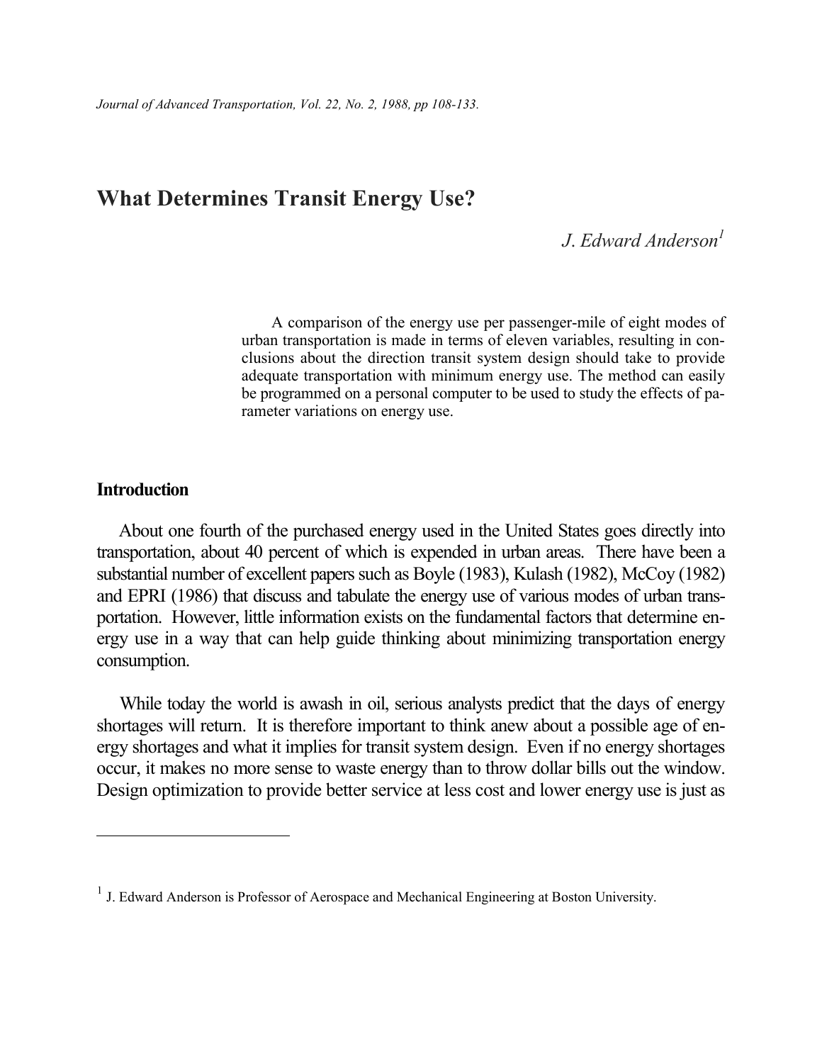*Journal of Advanced Transportation, Vol. 22, No. 2, 1988, pp 108-133.*

# What Determines Transit Energy Use?

*J. Edward Anderson*[1]

A comparison of the energy use per passenger-mile of eight modes of urban transportation is made in terms of eleven variables, resulting in conclusions about the direction transit system design should take to provide adequate transportation with minimum energy use. The method can easily be programmed on a personal computer to be used to study the effects of parameter variations on energy use.

## Introduction

About one fourth of the purchased energy used in the United States goes directly into transportation, about 40 percent of which is expended in urban areas. There have been a substantial number of excellent papers such as Boyle (1983), Kulash (1982), McCoy (1982) and EPRI (1986) that discuss and tabulate the energy use of various modes of urban transportation. However, little information exists on the fundamental factors that determine energy use in a way that can help guide thinking about minimizing transportation energy consumption.

While today the world is awash in oil, serious analysts predict that the days of energy shortages will return. It is therefore important to think anew about a possible age of energy shortages and what it implies for transit system design. Even if no energy shortages occur, it makes no more sense to waste energy than to throw dollar bills out the window. Design optimization to provide better service at less cost and lower energy use is just as

---

[1] J. Edward Anderson is Professor of Aerospace and Mechanical Engineering at Boston University.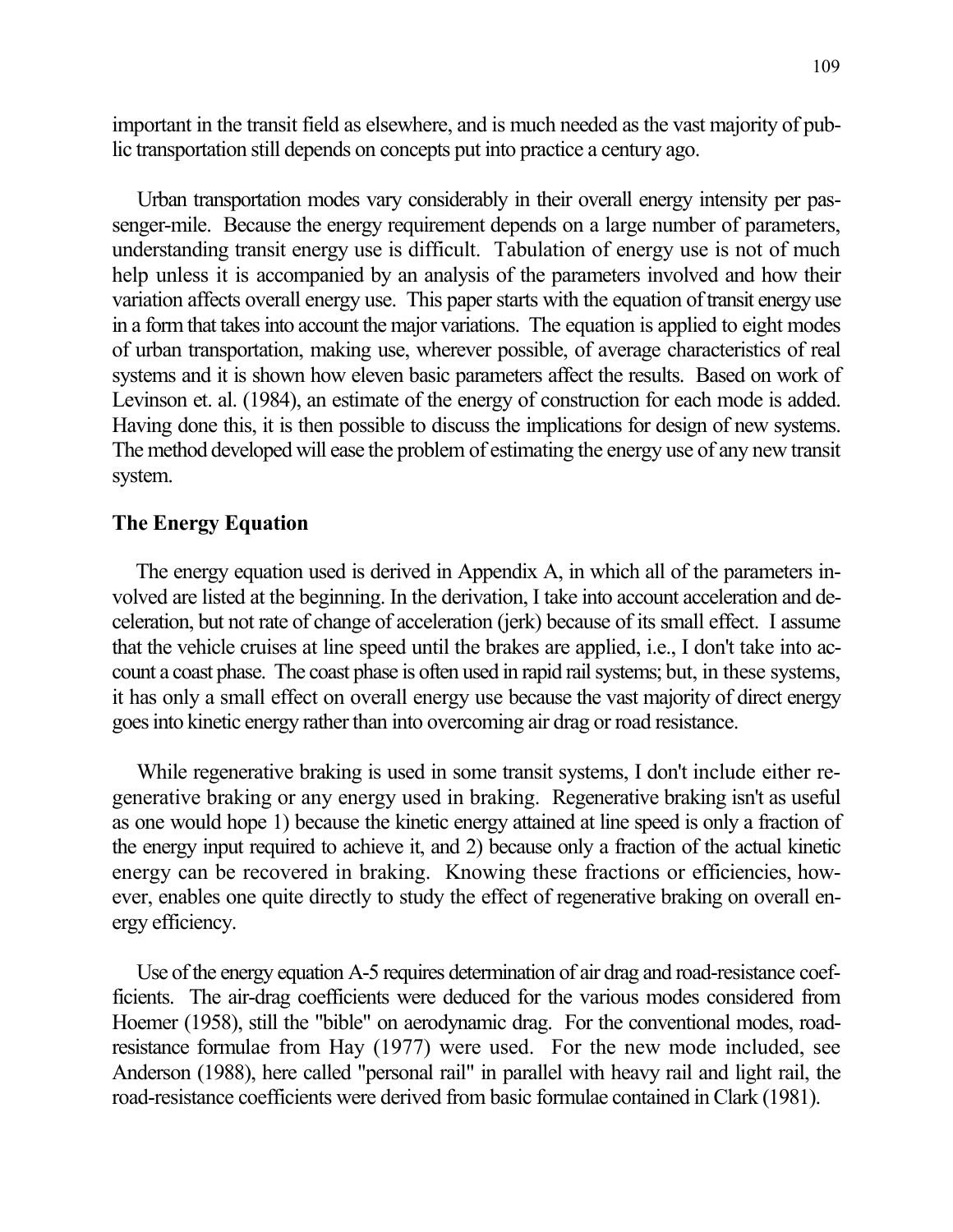important in the transit field as elsewhere, and is much needed as the vast majority of public transportation still depends on concepts put into practice a century ago.

Urban transportation modes vary considerably in their overall energy intensity per passenger-mile. Because the energy requirement depends on a large number of parameters, understanding transit energy use is difficult. Tabulation of energy use is not of much help unless it is accompanied by an analysis of the parameters involved and how their variation affects overall energy use. This paper starts with the equation of transit energy use in a form that takes into account the major variations. The equation is applied to eight modes of urban transportation, making use, wherever possible, of average characteristics of real systems and it is shown how eleven basic parameters affect the results. Based on work of Levinson et. al. (1984), an estimate of the energy of construction for each mode is added. Having done this, it is then possible to discuss the implications for design of new systems. The method developed will ease the problem of estimating the energy use of any new transit system.

## The Energy Equation

The energy equation used is derived in Appendix A, in which all of the parameters involved are listed at the beginning. In the derivation, I take into account acceleration and deceleration, but not rate of change of acceleration (jerk) because of its small effect. I assume that the vehicle cruises at line speed until the brakes are applied, i.e., I don't take into account a coast phase. The coast phase is often used in rapid rail systems; but, in these systems, it has only a small effect on overall energy use because the vast majority of direct energy goes into kinetic energy rather than into overcoming air drag or road resistance.

While regenerative braking is used in some transit systems, I don't include either regenerative braking or any energy used in braking. Regenerative braking isn't as useful as one would hope 1) because the kinetic energy attained at line speed is only a fraction of the energy input required to achieve it, and 2) because only a fraction of the actual kinetic energy can be recovered in braking. Knowing these fractions or efficiencies, however, enables one quite directly to study the effect of regenerative braking on overall energy efficiency.

Use of the energy equation A-5 requires determination of air drag and road-resistance coefficients. The air-drag coefficients were deduced for the various modes considered from Hoerner (1958), still the "bible" on aerodynamic drag. For the conventional modes, road-resistance formulae from Hay (1977) were used. For the new mode included, see Anderson (1988), here called "personal rail" in parallel with heavy rail and light rail, the road-resistance coefficients were derived from basic formulae contained in Clark (1981).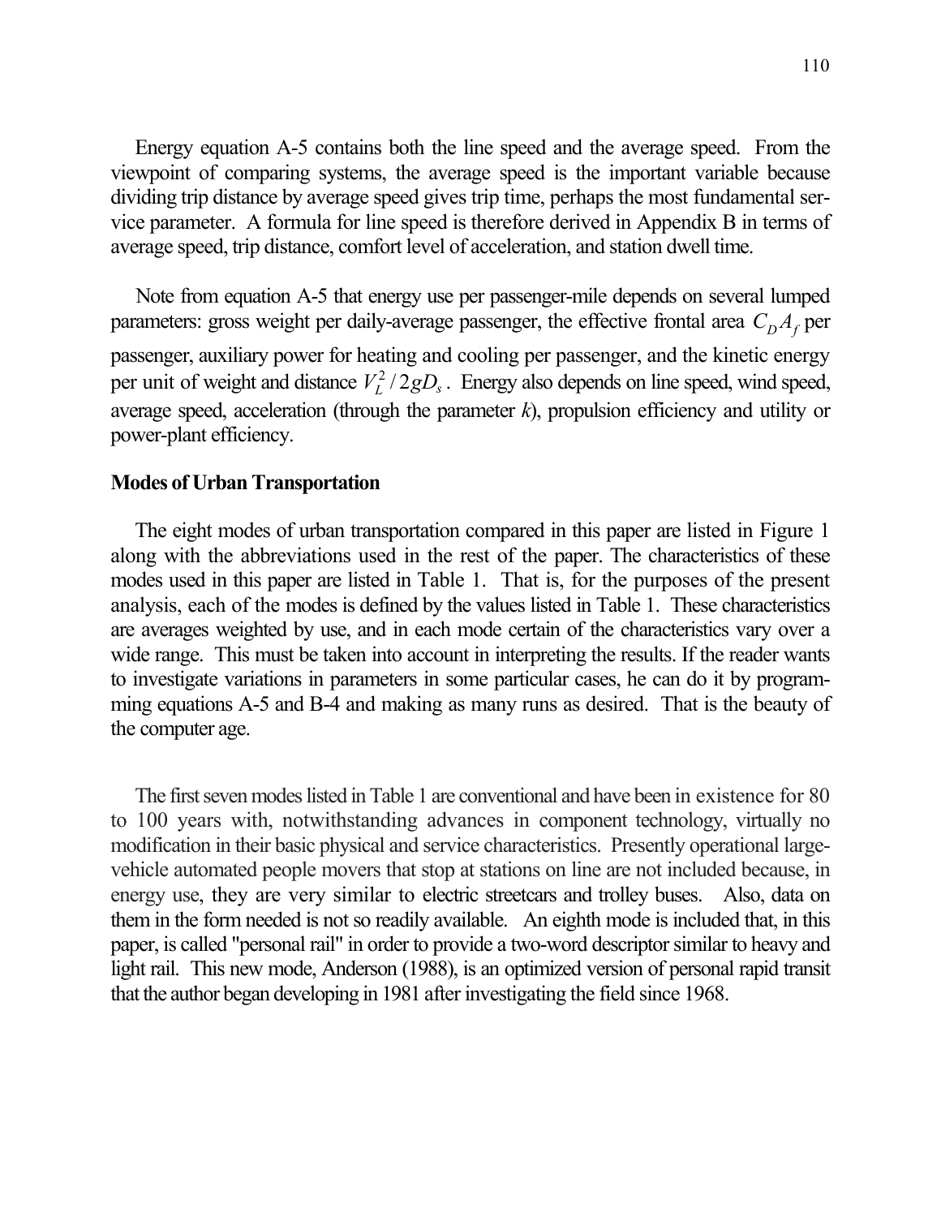Energy equation A-5 contains both the line speed and the average speed. From the viewpoint of comparing systems, the average speed is the important variable because dividing trip distance by average speed gives trip time, perhaps the most fundamental service parameter. A formula for line speed is therefore derived in Appendix B in terms of average speed, trip distance, comfort level of acceleration, and station dwell time.

Note from equation A-5 that energy use per passenger-mile depends on several lumped parameters: gross weight per daily-average passenger, the effective frontal area $C_D A_f$ per passenger, auxiliary power for heating and cooling per passenger, and the kinetic energy per unit of weight and distance $V_L^2 / 2gD_s$. Energy also depends on line speed, wind speed, average speed, acceleration (through the parameter *k*), propulsion efficiency and utility or power-plant efficiency.

**Modes of Urban Transportation**

The eight modes of urban transportation compared in this paper are listed in Figure 1 along with the abbreviations used in the rest of the paper. The characteristics of these modes used in this paper are listed in Table 1. That is, for the purposes of the present analysis, each of the modes is defined by the values listed in Table 1. These characteristics are averages weighted by use, and in each mode certain of the characteristics vary over a wide range. This must be taken into account in interpreting the results. If the reader wants to investigate variations in parameters in some particular cases, he can do it by programming equations A-5 and B-4 and making as many runs as desired. That is the beauty of the computer age.

The first seven modes listed in Table 1 are conventional and have been in existence for 80 to 100 years with, notwithstanding advances in component technology, virtually no modification in their basic physical and service characteristics. Presently operational large-vehicle automated people movers that stop at stations on line are not included because, in energy use, they are very similar to electric streetcars and trolley buses. Also, data on them in the form needed is not so readily available. An eighth mode is included that, in this paper, is called "personal rail" in order to provide a two-word descriptor similar to heavy and light rail. This new mode, Anderson (1988), is an optimized version of personal rapid transit that the author began developing in 1981 after investigating the field since 1968.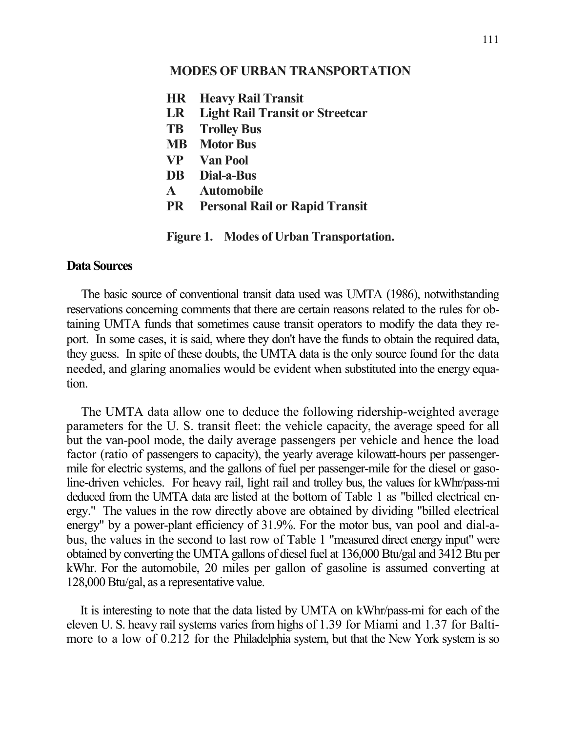**MODES OF URBAN TRANSPORTATION**

**HR Heavy Rail Transit**
**LR Light Rail Transit or Streetcar**
**TB Trolley Bus**
**MB Motor Bus**
**VP Van Pool**
**DB Dial-a-Bus**
**A Automobile**
**PR Personal Rail or Rapid Transit**

**Figure 1. Modes of Urban Transportation.**

### Data Sources

The basic source of conventional transit data used was UMTA (1986), notwithstanding reservations concerning comments that there are certain reasons related to the rules for obtaining UMTA funds that sometimes cause transit operators to modify the data they report. In some cases, it is said, where they don't have the funds to obtain the required data, they guess. In spite of these doubts, the UMTA data is the only source found for the data needed, and glaring anomalies would be evident when substituted into the energy equation.

The UMTA data allow one to deduce the following ridership-weighted average parameters for the U. S. transit fleet: the vehicle capacity, the average speed for all but the van-pool mode, the daily average passengers per vehicle and hence the load factor (ratio of passengers to capacity), the yearly average kilowatt-hours per passenger-mile for electric systems, and the gallons of fuel per passenger-mile for the diesel or gasoline-driven vehicles. For heavy rail, light rail and trolley bus, the values for kWhr/pass-mi deduced from the UMTA data are listed at the bottom of Table 1 as "billed electrical energy." The values in the row directly above are obtained by dividing "billed electrical energy" by a power-plant efficiency of 31.9%. For the motor bus, van pool and dial-a-bus, the values in the second to last row of Table 1 "measured direct energy input" were obtained by converting the UMTA gallons of diesel fuel at 136,000 Btu/gal and 3412 Btu per kWhr. For the automobile, 20 miles per gallon of gasoline is assumed converting at 128,000 Btu/gal, as a representative value.

It is interesting to note that the data listed by UMTA on kWhr/pass-mi for each of the eleven U. S. heavy rail systems varies from highs of 1.39 for Miami and 1.37 for Baltimore to a low of 0.212 for the Philadelphia system, but that the New York system is so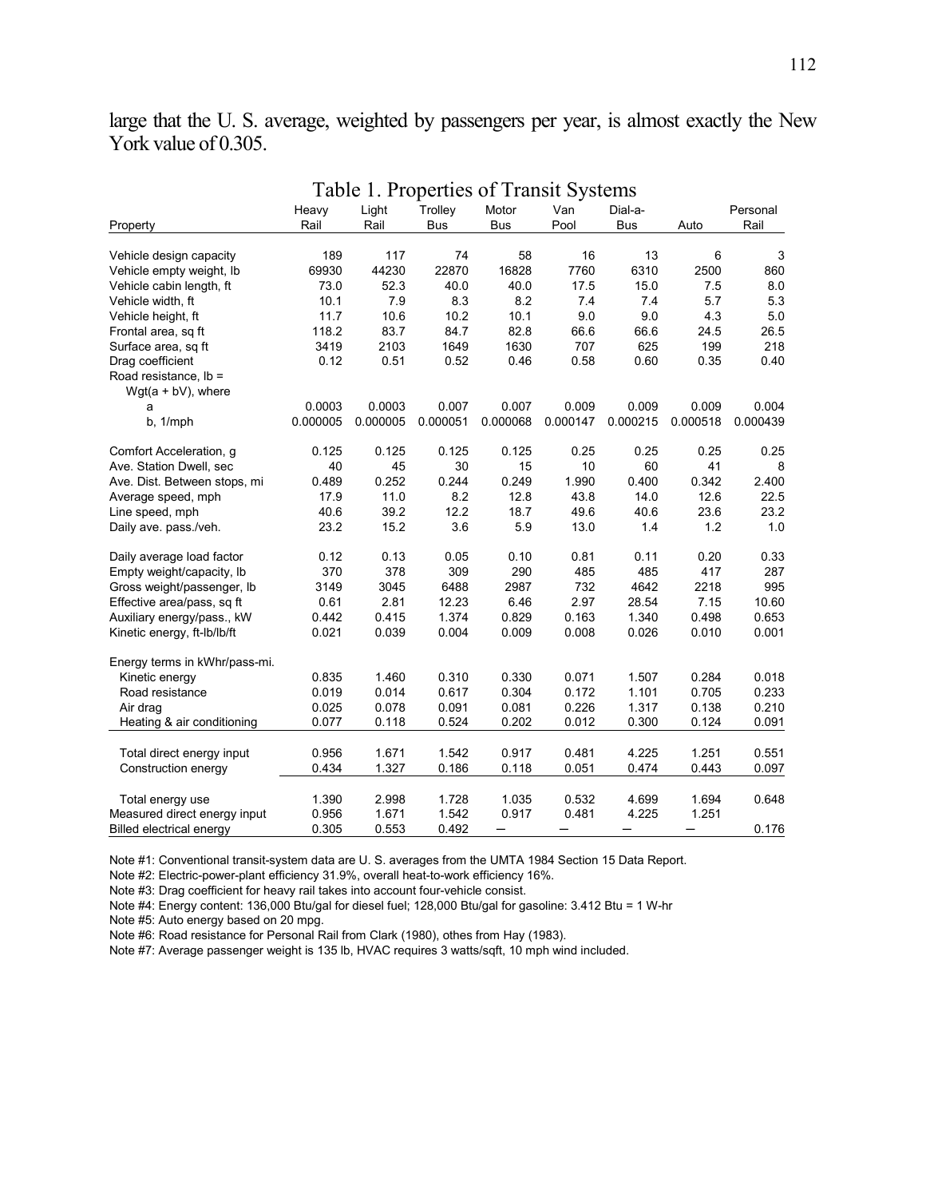large that the U. S. average, weighted by passengers per year, is almost exactly the New York value of 0.305.

## Table 1. Properties of Transit Systems

| Property | Heavy Rail | Light Rail | Trolley Bus | Motor Bus | Van Pool | Dial-a-Bus | Auto | Personal Rail |
|---|---|---|---|---|---|---|---|---|
| Vehicle design capacity | 189 | 117 | 74 | 58 | 16 | 13 | 6 | 3 |
| Vehicle empty weight, lb | 69930 | 44230 | 22870 | 16828 | 7760 | 6310 | 2500 | 860 |
| Vehicle cabin length, ft | 73.0 | 52.3 | 40.0 | 40.0 | 17.5 | 15.0 | 7.5 | 8.0 |
| Vehicle width, ft | 10.1 | 7.9 | 8.3 | 8.2 | 7.4 | 7.4 | 5.7 | 5.3 |
| Vehicle height, ft | 11.7 | 10.6 | 10.2 | 10.1 | 9.0 | 9.0 | 4.3 | 5.0 |
| Frontal area, sq ft | 118.2 | 83.7 | 84.7 | 82.8 | 66.6 | 66.6 | 24.5 | 26.5 |
| Surface area, sq ft | 3419 | 2103 | 1649 | 1630 | 707 | 625 | 199 | 218 |
| Drag coefficient | 0.12 | 0.51 | 0.52 | 0.46 | 0.58 | 0.60 | 0.35 | 0.40 |
| Road resistance, lb = Wgt(a + bV), where | | | | | | | | |
| a | 0.0003 | 0.0003 | 0.007 | 0.007 | 0.009 | 0.009 | 0.009 | 0.004 |
| b, 1/mph | 0.000005 | 0.000005 | 0.000051 | 0.000068 | 0.000147 | 0.000215 | 0.000518 | 0.000439 |
| Comfort Acceleration, g | 0.125 | 0.125 | 0.125 | 0.125 | 0.25 | 0.25 | 0.25 | 0.25 |
| Ave. Station Dwell, sec | 40 | 45 | 30 | 15 | 10 | 60 | 41 | 8 |
| Ave. Dist. Between stops, mi | 0.489 | 0.252 | 0.244 | 0.249 | 1.990 | 0.400 | 0.342 | 2.400 |
| Average speed, mph | 17.9 | 11.0 | 8.2 | 12.8 | 43.8 | 14.0 | 12.6 | 22.5 |
| Line speed, mph | 40.6 | 39.2 | 12.2 | 18.7 | 49.6 | 40.6 | 23.6 | 23.2 |
| Daily ave. pass./veh. | 23.2 | 15.2 | 3.6 | 5.9 | 13.0 | 1.4 | 1.2 | 1.0 |
| Daily average load factor | 0.12 | 0.13 | 0.05 | 0.10 | 0.81 | 0.11 | 0.20 | 0.33 |
| Empty weight/capacity, lb | 370 | 378 | 309 | 290 | 485 | 485 | 417 | 287 |
| Gross weight/passenger, lb | 3149 | 3045 | 6488 | 2987 | 732 | 4642 | 2218 | 995 |
| Effective area/pass, sq ft | 0.61 | 2.81 | 12.23 | 6.46 | 2.97 | 28.54 | 7.15 | 10.60 |
| Auxiliary energy/pass., kW | 0.442 | 0.415 | 1.374 | 0.829 | 0.163 | 1.340 | 0.498 | 0.653 |
| Kinetic energy, ft-lb/lb/ft | 0.021 | 0.039 | 0.004 | 0.009 | 0.008 | 0.026 | 0.010 | 0.001 |
| Energy terms in kWhr/pass-mi. | | | | | | | | |
| Kinetic energy | 0.835 | 1.460 | 0.310 | 0.330 | 0.071 | 1.507 | 0.284 | 0.018 |
| Road resistance | 0.019 | 0.014 | 0.617 | 0.304 | 0.172 | 1.101 | 0.705 | 0.233 |
| Air drag | 0.025 | 0.078 | 0.091 | 0.081 | 0.226 | 1.317 | 0.138 | 0.210 |
| Heating & air conditioning | 0.077 | 0.118 | 0.524 | 0.202 | 0.012 | 0.300 | 0.124 | 0.091 |
| Total direct energy input | 0.956 | 1.671 | 1.542 | 0.917 | 0.481 | 4.225 | 1.251 | 0.551 |
| Construction energy | 0.434 | 1.327 | 0.186 | 0.118 | 0.051 | 0.474 | 0.443 | 0.097 |
| Total energy use | 1.390 | 2.998 | 1.728 | 1.035 | 0.532 | 4.699 | 1.694 | 0.648 |
| Measured direct energy input | 0.956 | 1.671 | 1.542 | 0.917 | 0.481 | 4.225 | 1.251 | |
| Billed electrical energy | 0.305 | 0.553 | 0.492 | — | — | — | — | 0.176 |

Note #1: Conventional transit-system data are U. S. averages from the UMTA 1984 Section 15 Data Report.

Note #2: Electric-power-plant efficiency 31.9%, overall heat-to-work efficiency 16%.

Note #3: Drag coefficient for heavy rail takes into account four-vehicle consist.

Note #4: Energy content: 136,000 Btu/gal for diesel fuel; 128,000 Btu/gal for gasoline: 3.412 Btu = 1 W-hr

Note #5: Auto energy based on 20 mpg.

Note #6: Road resistance for Personal Rail from Clark (1980), othes from Hay (1983).

Note #7: Average passenger weight is 135 lb, HVAC requires 3 watts/sqft, 10 mph wind included.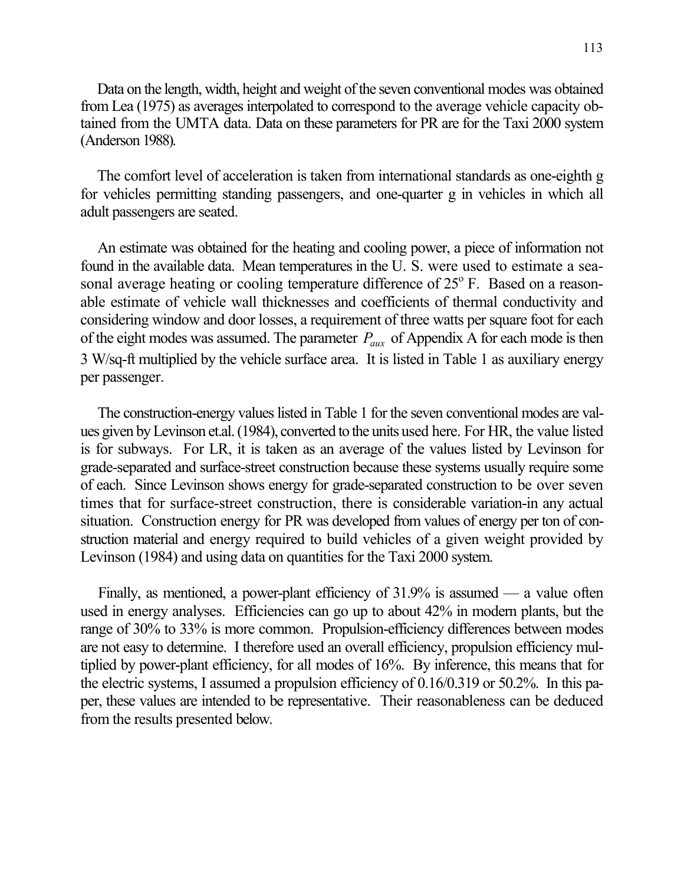Data on the length, width, height and weight of the seven conventional modes was obtained from Lea (1975) as averages interpolated to correspond to the average vehicle capacity obtained from the UMTA data. Data on these parameters for PR are for the Taxi 2000 system (Anderson 1988).

The comfort level of acceleration is taken from international standards as one-eighth g for vehicles permitting standing passengers, and one-quarter g in vehicles in which all adult passengers are seated.

An estimate was obtained for the heating and cooling power, a piece of information not found in the available data. Mean temperatures in the U. S. were used to estimate a seasonal average heating or cooling temperature difference of 25$^o$ F. Based on a reasonable estimate of vehicle wall thicknesses and coefficients of thermal conductivity and considering window and door losses, a requirement of three watts per square foot for each of the eight modes was assumed. The parameter $P_{aux}$ of Appendix A for each mode is then 3 W/sq-ft multiplied by the vehicle surface area. It is listed in Table 1 as auxiliary energy per passenger.

The construction-energy values listed in Table 1 for the seven conventional modes are values given by Levinson et.al. (1984), converted to the units used here. For HR, the value listed is for subways. For LR, it is taken as an average of the values listed by Levinson for grade-separated and surface-street construction because these systems usually require some of each. Since Levinson shows energy for grade-separated construction to be over seven times that for surface-street construction, there is considerable variation-in any actual situation. Construction energy for PR was developed from values of energy per ton of construction material and energy required to build vehicles of a given weight provided by Levinson (1984) and using data on quantities for the Taxi 2000 system.

Finally, as mentioned, a power-plant efficiency of 31.9% is assumed — a value often used in energy analyses. Efficiencies can go up to about 42% in modern plants, but the range of 30% to 33% is more common. Propulsion-efficiency differences between modes are not easy to determine. I therefore used an overall efficiency, propulsion efficiency multiplied by power-plant efficiency, for all modes of 16%. By inference, this means that for the electric systems, I assumed a propulsion efficiency of 0.16/0.319 or 50.2%. In this paper, these values are intended to be representative. Their reasonableness can be deduced from the results presented below.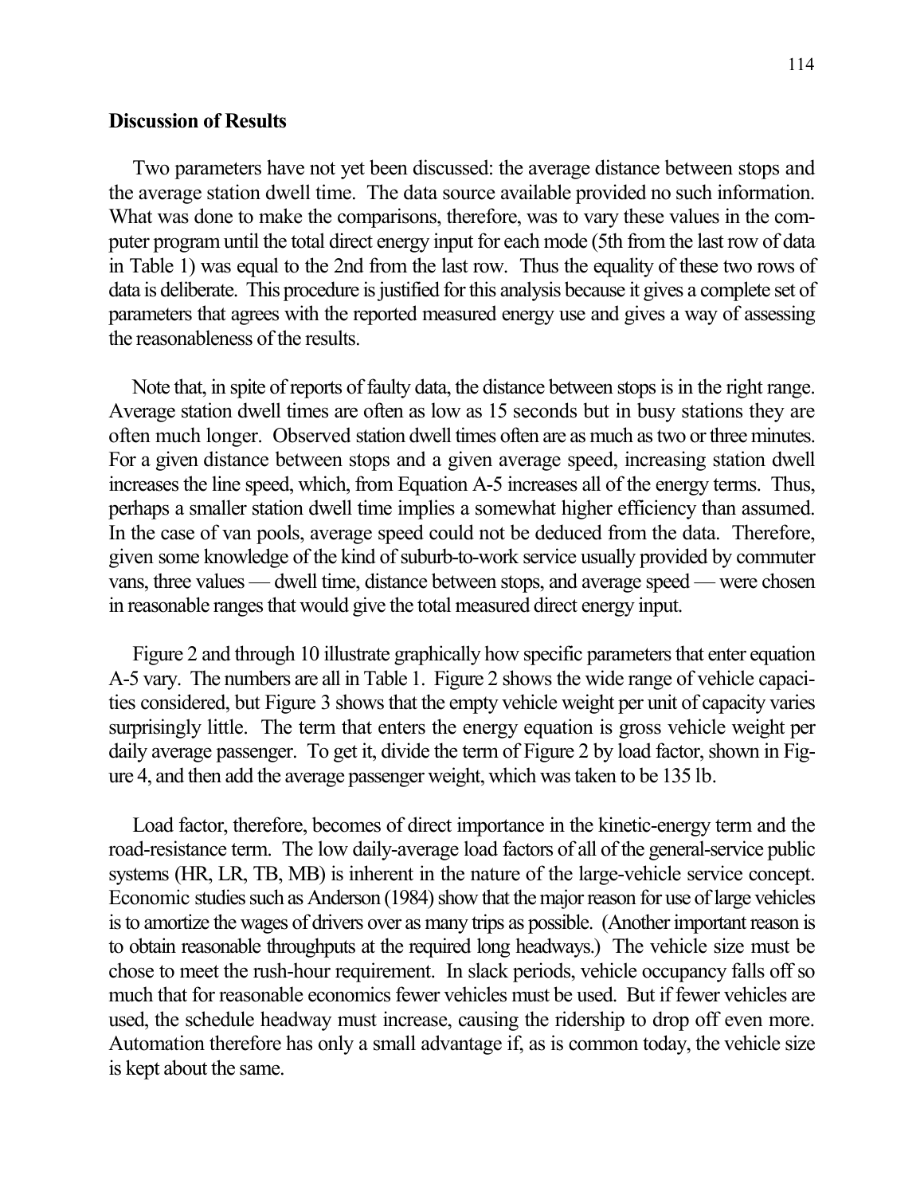### Discussion of Results

Two parameters have not yet been discussed: the average distance between stops and the average station dwell time. The data source available provided no such information. What was done to make the comparisons, therefore, was to vary these values in the computer program until the total direct energy input for each mode (5th from the last row of data in Table 1) was equal to the 2nd from the last row. Thus the equality of these two rows of data is deliberate. This procedure is justified for this analysis because it gives a complete set of parameters that agrees with the reported measured energy use and gives a way of assessing the reasonableness of the results.

Note that, in spite of reports of faulty data, the distance between stops is in the right range. Average station dwell times are often as low as 15 seconds but in busy stations they are often much longer. Observed station dwell times often are as much as two or three minutes. For a given distance between stops and a given average speed, increasing station dwell increases the line speed, which, from Equation A-5 increases all of the energy terms. Thus, perhaps a smaller station dwell time implies a somewhat higher efficiency than assumed. In the case of van pools, average speed could not be deduced from the data. Therefore, given some knowledge of the kind of suburb-to-work service usually provided by commuter vans, three values — dwell time, distance between stops, and average speed — were chosen in reasonable ranges that would give the total measured direct energy input.

Figure 2 and through 10 illustrate graphically how specific parameters that enter equation A-5 vary. The numbers are all in Table 1. Figure 2 shows the wide range of vehicle capacities considered, but Figure 3 shows that the empty vehicle weight per unit of capacity varies surprisingly little. The term that enters the energy equation is gross vehicle weight per daily average passenger. To get it, divide the term of Figure 2 by load factor, shown in Figure 4, and then add the average passenger weight, which was taken to be 135 lb.

Load factor, therefore, becomes of direct importance in the kinetic-energy term and the road-resistance term. The low daily-average load factors of all of the general-service public systems (HR, LR, TB, MB) is inherent in the nature of the large-vehicle service concept. Economic studies such as Anderson (1984) show that the major reason for use of large vehicles is to amortize the wages of drivers over as many trips as possible. (Another important reason is to obtain reasonable throughputs at the required long headways.) The vehicle size must be chose to meet the rush-hour requirement. In slack periods, vehicle occupancy falls off so much that for reasonable economics fewer vehicles must be used. But if fewer vehicles are used, the schedule headway must increase, causing the ridership to drop off even more. Automation therefore has only a small advantage if, as is common today, the vehicle size is kept about the same.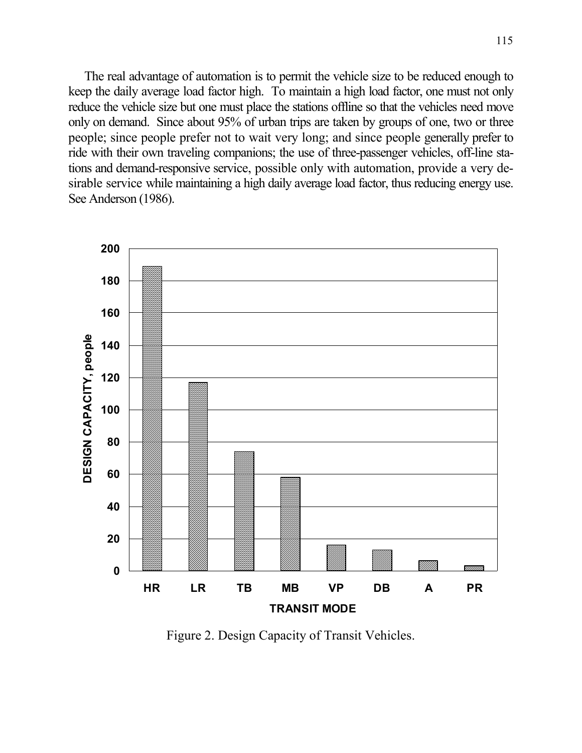The real advantage of automation is to permit the vehicle size to be reduced enough to keep the daily average load factor high. To maintain a high load factor, one must not only reduce the vehicle size but one must place the stations offline so that the vehicles need move only on demand. Since about 95% of urban trips are taken by groups of one, two or three people; since people prefer not to wait very long; and since people generally prefer to ride with their own traveling companions; the use of three-passenger vehicles, off-line stations and demand-responsive service, possible only with automation, provide a very desirable service while maintaining a high daily average load factor, thus reducing energy use. See Anderson (1986).

Figure 2. Design Capacity of Transit Vehicles.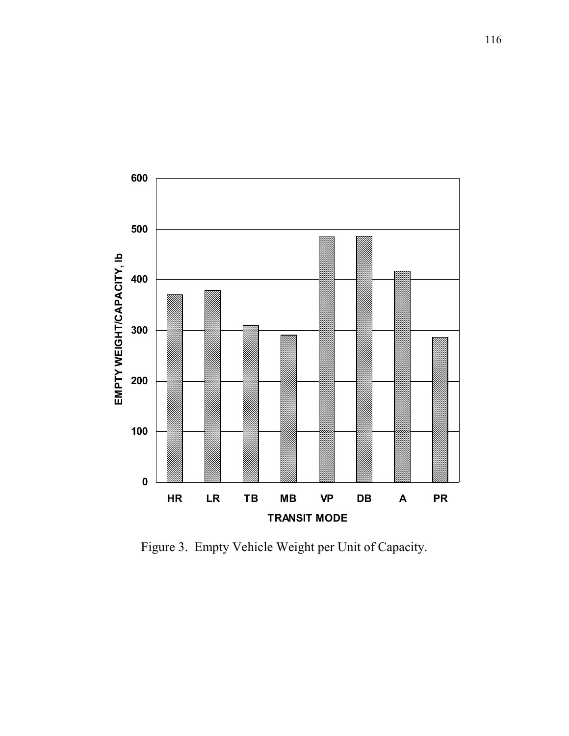Figure 3. Empty Vehicle Weight per Unit of Capacity.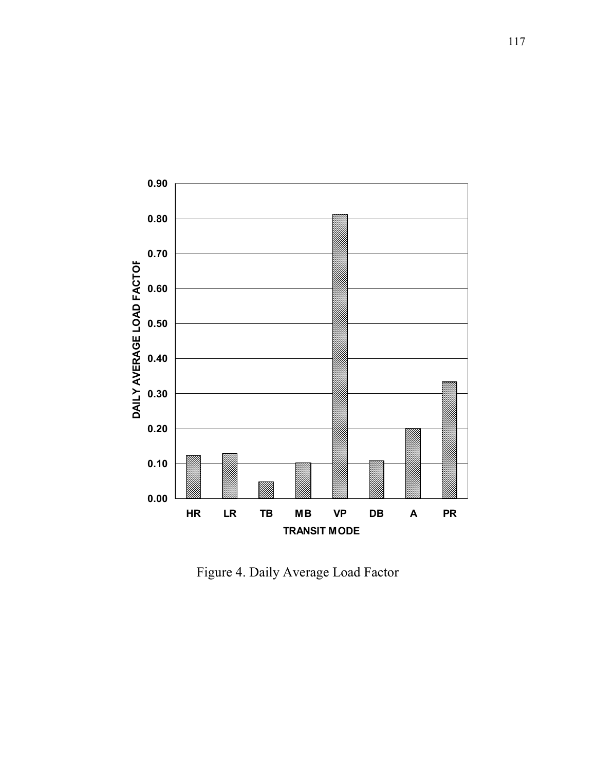Figure 4. Daily Average Load Factor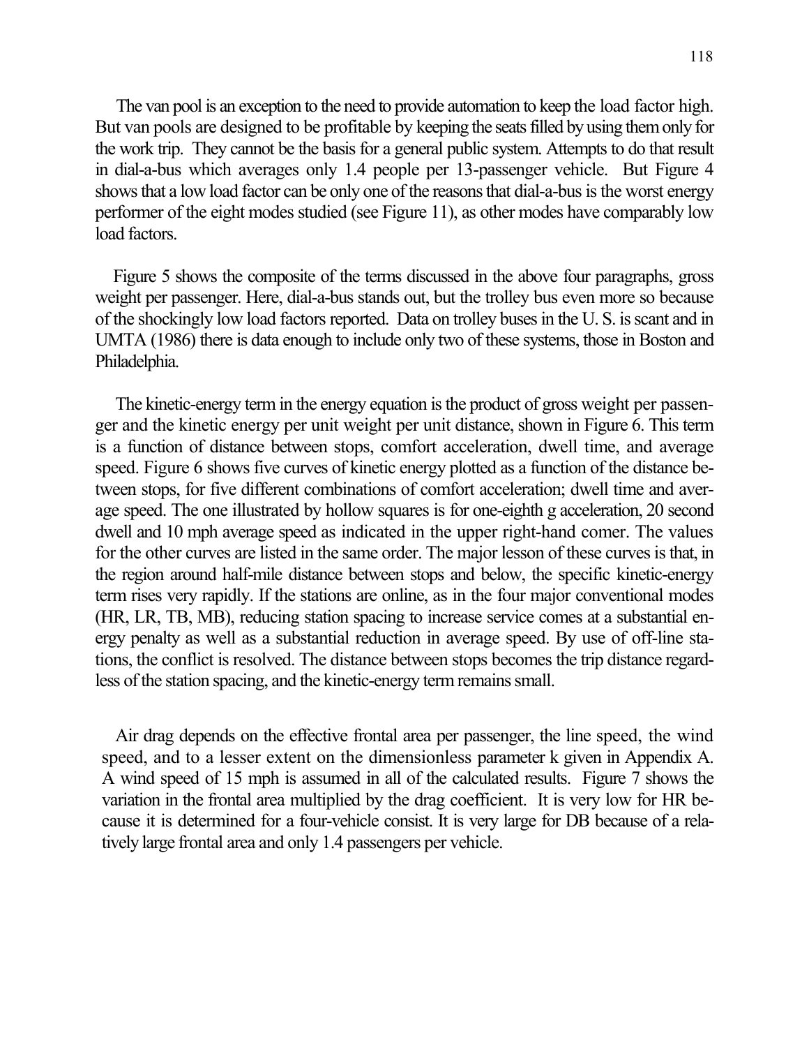The van pool is an exception to the need to provide automation to keep the load factor high. But van pools are designed to be profitable by keeping the seats filled by using them only for the work trip. They cannot be the basis for a general public system. Attempts to do that result in dial-a-bus which averages only 1.4 people per 13-passenger vehicle. But Figure 4 shows that a low load factor can be only one of the reasons that dial-a-bus is the worst energy performer of the eight modes studied (see Figure 11), as other modes have comparably low load factors.

Figure 5 shows the composite of the terms discussed in the above four paragraphs, gross weight per passenger. Here, dial-a-bus stands out, but the trolley bus even more so because of the shockingly low load factors reported. Data on trolley buses in the U. S. is scant and in UMTA (1986) there is data enough to include only two of these systems, those in Boston and Philadelphia.

The kinetic-energy term in the energy equation is the product of gross weight per passenger and the kinetic energy per unit weight per unit distance, shown in Figure 6. This term is a function of distance between stops, comfort acceleration, dwell time, and average speed. Figure 6 shows five curves of kinetic energy plotted as a function of the distance between stops, for five different combinations of comfort acceleration; dwell time and average speed. The one illustrated by hollow squares is for one-eighth g acceleration, 20 second dwell and 10 mph average speed as indicated in the upper right-hand comer. The values for the other curves are listed in the same order. The major lesson of these curves is that, in the region around half-mile distance between stops and below, the specific kinetic-energy term rises very rapidly. If the stations are online, as in the four major conventional modes (HR, LR, TB, MB), reducing station spacing to increase service comes at a substantial energy penalty as well as a substantial reduction in average speed. By use of off-line stations, the conflict is resolved. The distance between stops becomes the trip distance regardless of the station spacing, and the kinetic-energy term remains small.

Air drag depends on the effective frontal area per passenger, the line speed, the wind speed, and to a lesser extent on the dimensionless parameter k given in Appendix A. A wind speed of 15 mph is assumed in all of the calculated results. Figure 7 shows the variation in the frontal area multiplied by the drag coefficient. It is very low for HR because it is determined for a four-vehicle consist. It is very large for DB because of a relatively large frontal area and only 1.4 passengers per vehicle.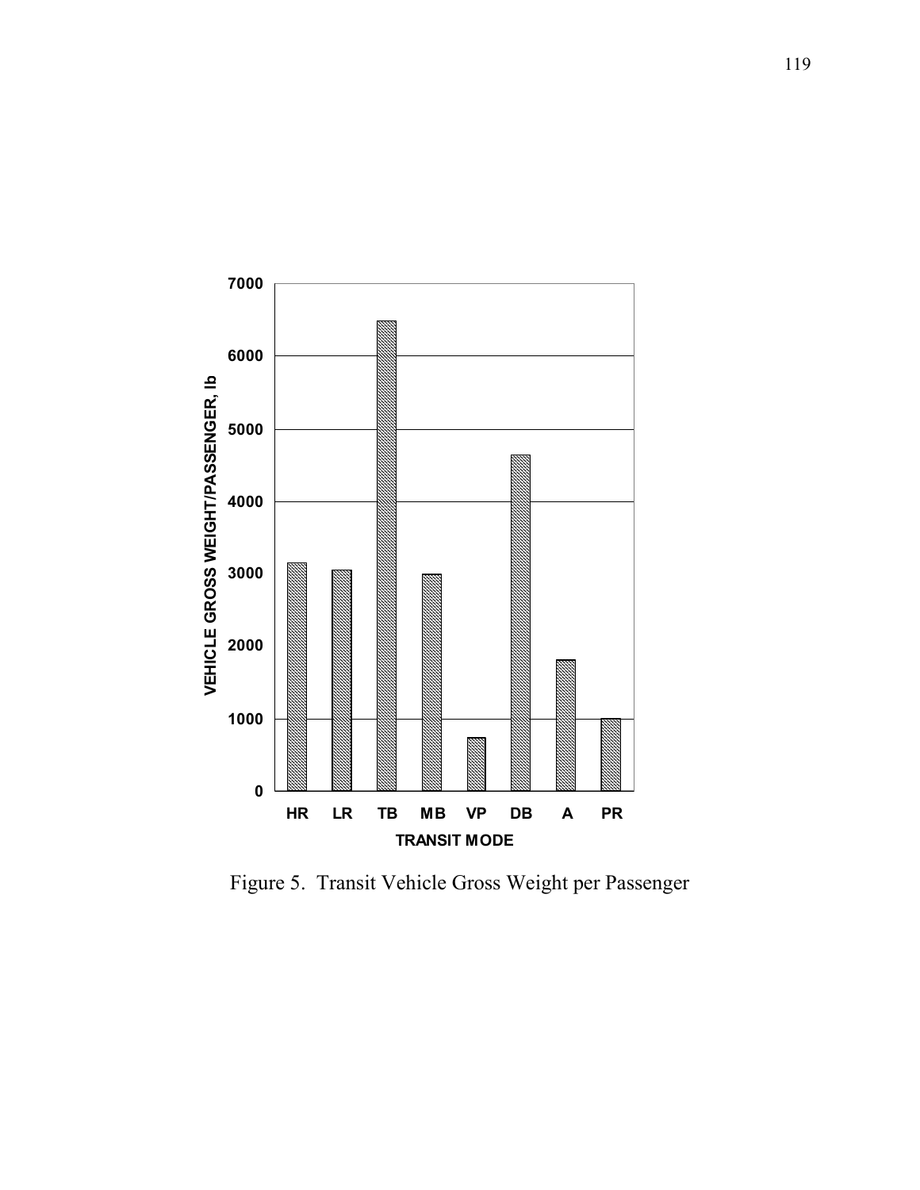Figure 5. Transit Vehicle Gross Weight per Passenger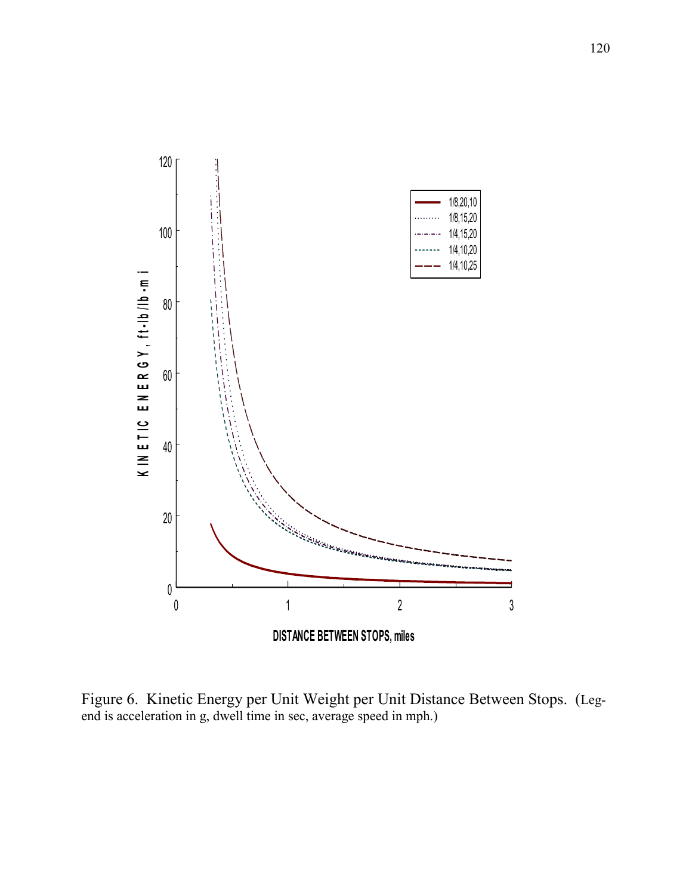Figure 6. Kinetic Energy per Unit Weight per Unit Distance Between Stops. (Legend is acceleration in g, dwell time in sec, average speed in mph.)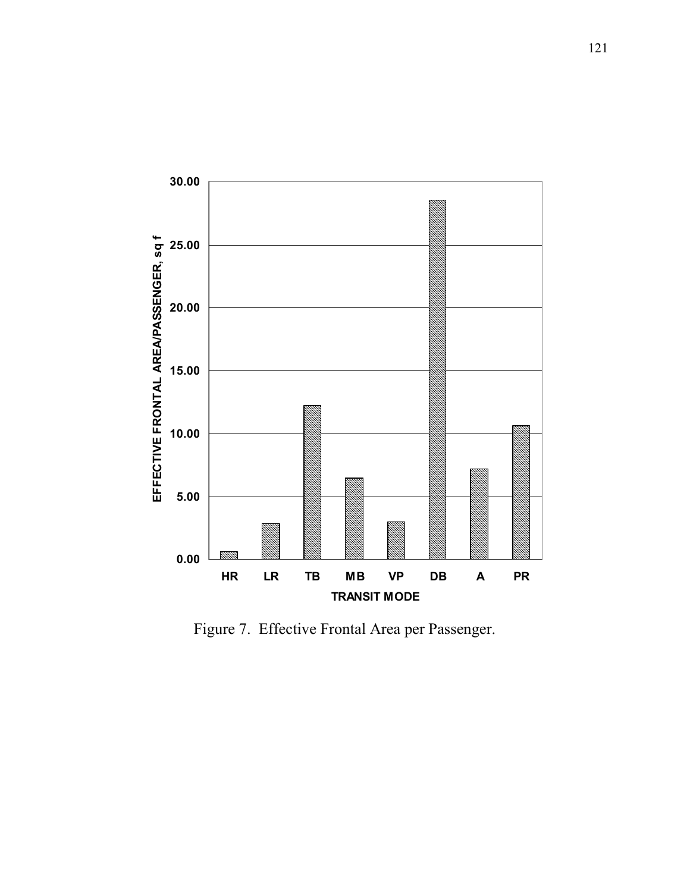Figure 7. Effective Frontal Area per Passenger.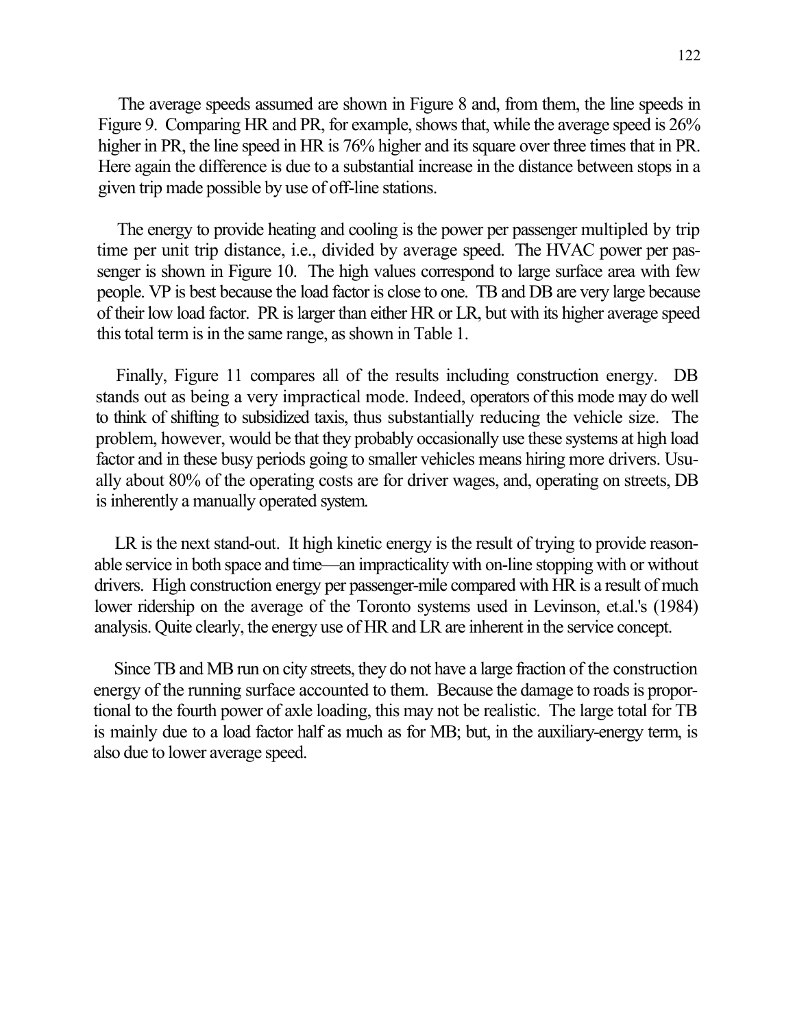The average speeds assumed are shown in Figure 8 and, from them, the line speeds in Figure 9. Comparing HR and PR, for example, shows that, while the average speed is 26% higher in PR, the line speed in HR is 76% higher and its square over three times that in PR. Here again the difference is due to a substantial increase in the distance between stops in a given trip made possible by use of off-line stations.

The energy to provide heating and cooling is the power per passenger multipled by trip time per unit trip distance, i.e., divided by average speed. The HVAC power per passenger is shown in Figure 10. The high values correspond to large surface area with few people. VP is best because the load factor is close to one. TB and DB are very large because of their low load factor. PR is larger than either HR or LR, but with its higher average speed this total term is in the same range, as shown in Table 1.

Finally, Figure 11 compares all of the results including construction energy. DB stands out as being a very impractical mode. Indeed, operators of this mode may do well to think of shifting to subsidized taxis, thus substantially reducing the vehicle size. The problem, however, would be that they probably occasionally use these systems at high load factor and in these busy periods going to smaller vehicles means hiring more drivers. Usually about 80% of the operating costs are for driver wages, and, operating on streets, DB is inherently a manually operated system.

LR is the next stand-out. It high kinetic energy is the result of trying to provide reasonable service in both space and time—an impracticality with on-line stopping with or without drivers. High construction energy per passenger-mile compared with HR is a result of much lower ridership on the average of the Toronto systems used in Levinson, et.al.'s (1984) analysis. Quite clearly, the energy use of HR and LR are inherent in the service concept.

Since TB and MB run on city streets, they do not have a large fraction of the construction energy of the running surface accounted to them. Because the damage to roads is proportional to the fourth power of axle loading, this may not be realistic. The large total for TB is mainly due to a load factor half as much as for MB; but, in the auxiliary-energy term, is also due to lower average speed.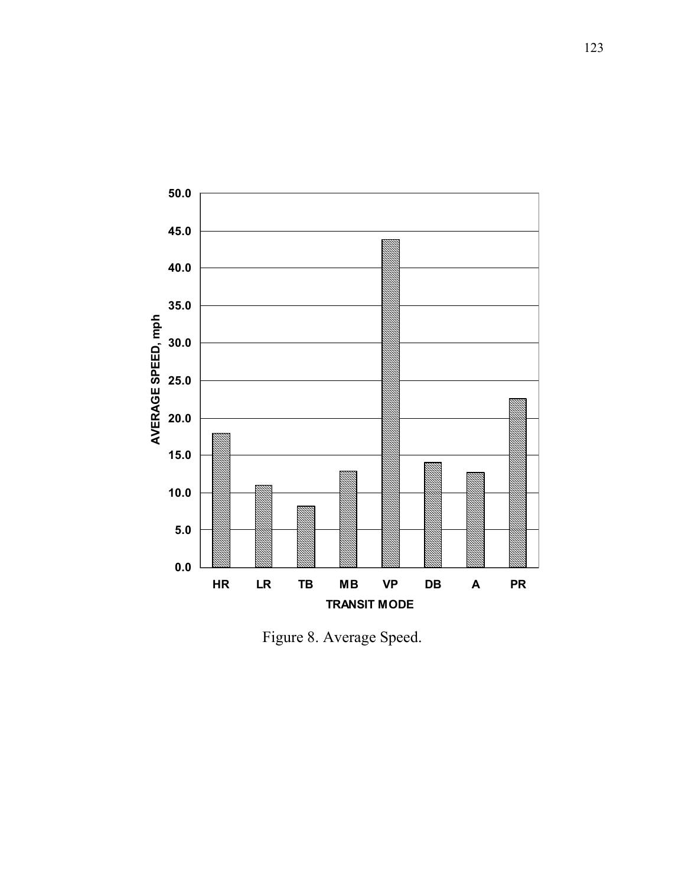Figure 8. Average Speed.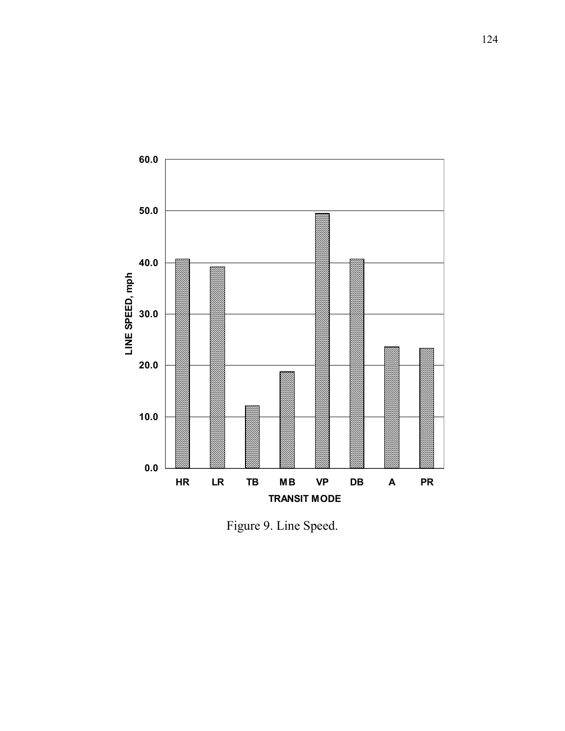Figure 9. Line Speed.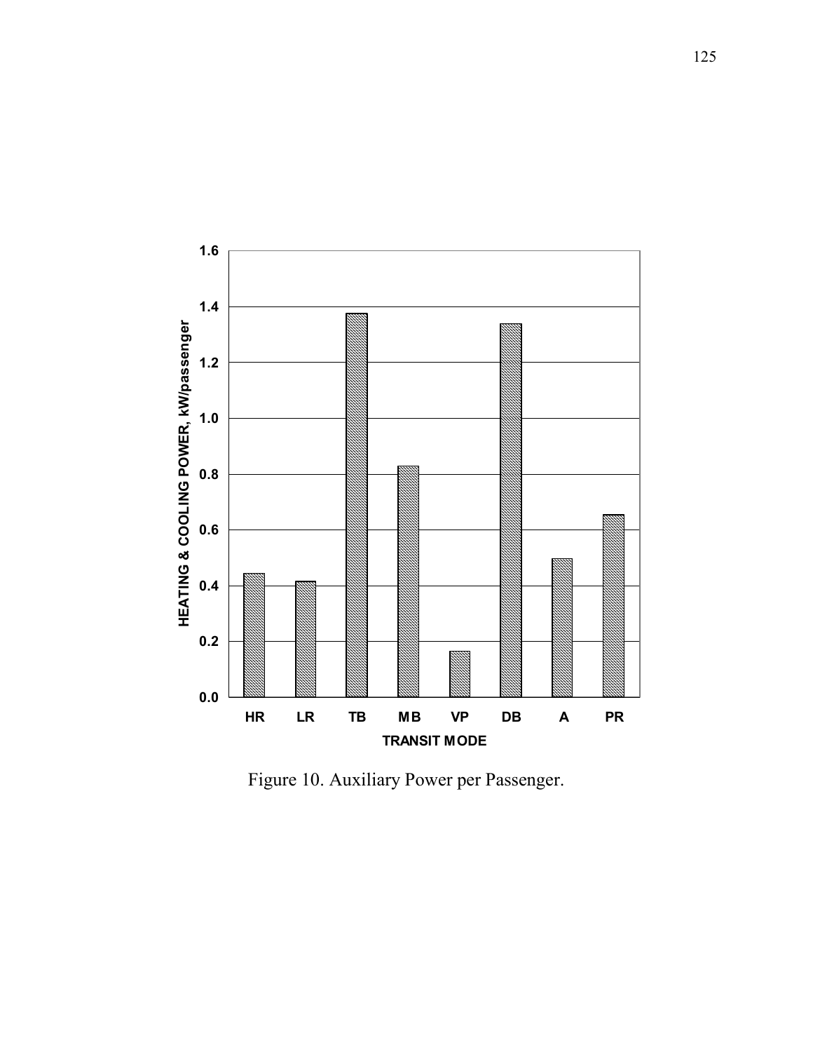| TRANSIT MODE | HEATING & COOLING POWER, kW/passenger |
|---|---|
| HR | ~0.44 |
| LR | ~0.41 |
| TB | ~1.37 |
| MB | ~0.83 |
| VP | ~0.16 |
| DB | ~1.34 |
| A | ~0.50 |
| PR | ~0.65 |

Figure 10. Auxiliary Power per Passenger.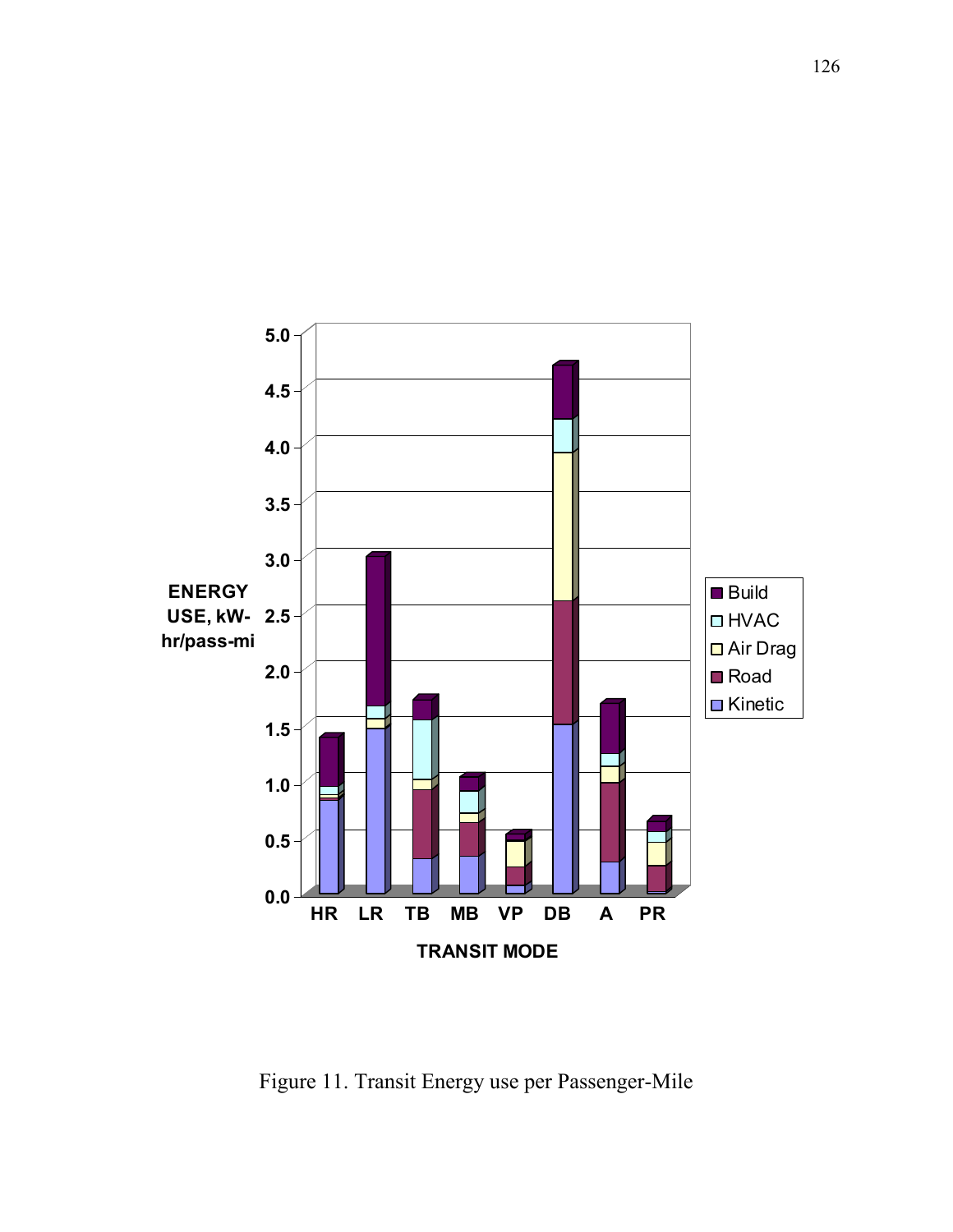Figure 11. Transit Energy use per Passenger-Mile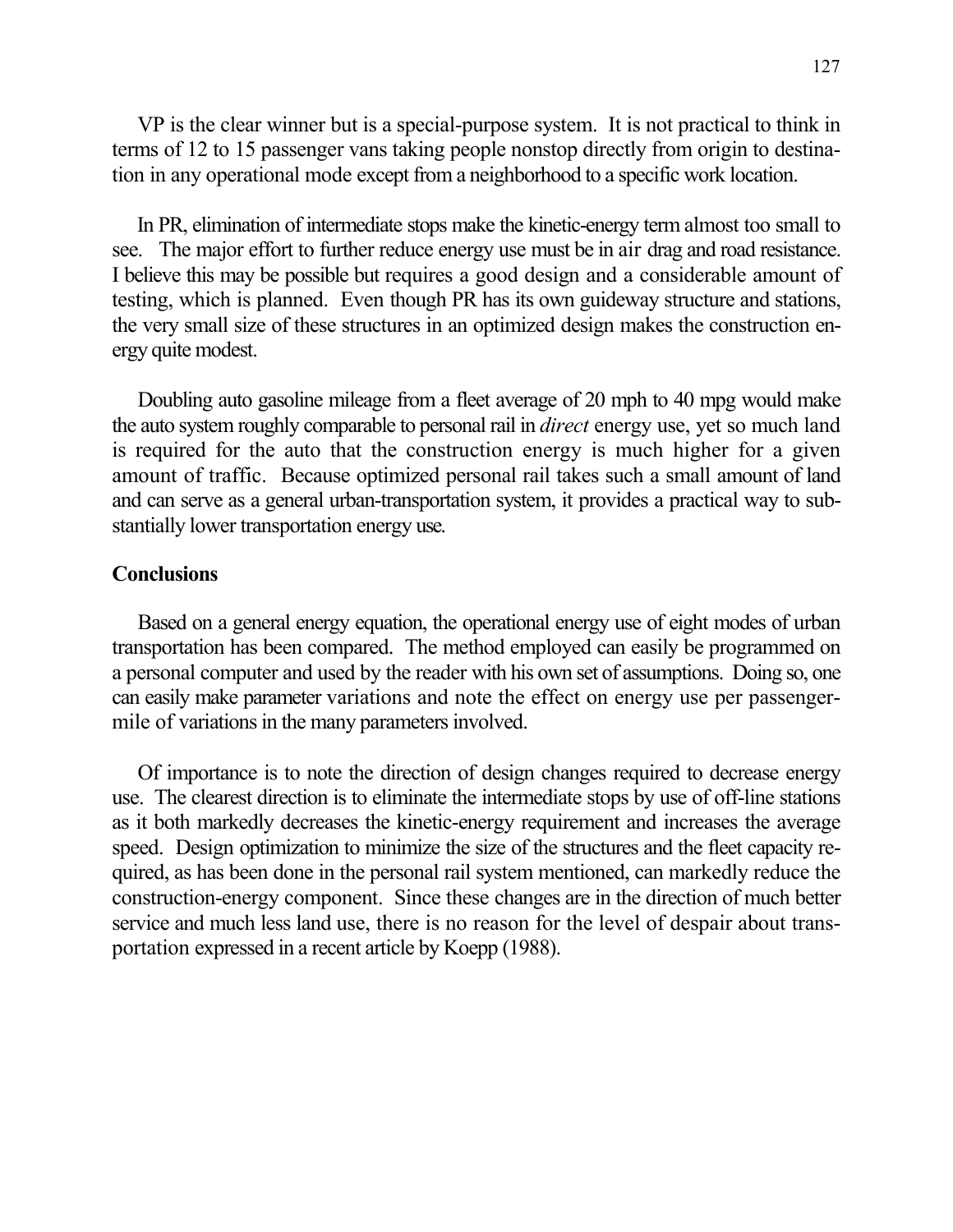VP is the clear winner but is a special-purpose system. It is not practical to think in terms of 12 to 15 passenger vans taking people nonstop directly from origin to destination in any operational mode except from a neighborhood to a specific work location.

In PR, elimination of intermediate stops make the kinetic-energy term almost too small to see. The major effort to further reduce energy use must be in air drag and road resistance. I believe this may be possible but requires a good design and a considerable amount of testing, which is planned. Even though PR has its own guideway structure and stations, the very small size of these structures in an optimized design makes the construction energy quite modest.

Doubling auto gasoline mileage from a fleet average of 20 mph to 40 mpg would make the auto system roughly comparable to personal rail in *direct* energy use, yet so much land is required for the auto that the construction energy is much higher for a given amount of traffic. Because optimized personal rail takes such a small amount of land and can serve as a general urban-transportation system, it provides a practical way to substantially lower transportation energy use.

## Conclusions

Based on a general energy equation, the operational energy use of eight modes of urban transportation has been compared. The method employed can easily be programmed on a personal computer and used by the reader with his own set of assumptions. Doing so, one can easily make parameter variations and note the effect on energy use per passenger-mile of variations in the many parameters involved.

Of importance is to note the direction of design changes required to decrease energy use. The clearest direction is to eliminate the intermediate stops by use of off-line stations as it both markedly decreases the kinetic-energy requirement and increases the average speed. Design optimization to minimize the size of the structures and the fleet capacity required, as has been done in the personal rail system mentioned, can markedly reduce the construction-energy component. Since these changes are in the direction of much better service and much less land use, there is no reason for the level of despair about transportation expressed in a recent article by Koepp (1988).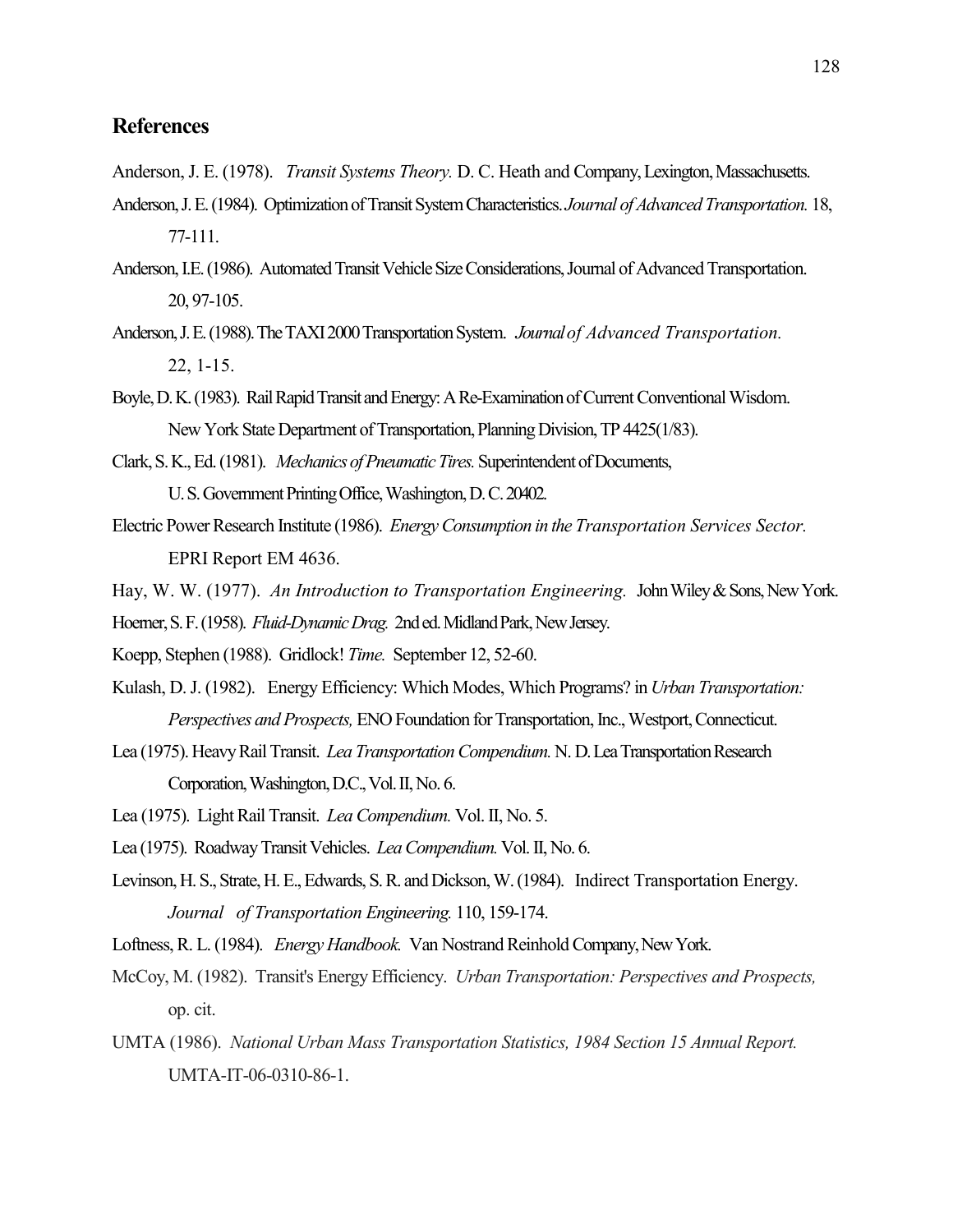## References

Anderson, J. E. (1978). *Transit Systems Theory.* D. C. Heath and Company, Lexington, Massachusetts.

Anderson, J. E. (1984). Optimization of Transit System Characteristics. *Journal of Advanced Transportation.* 18, 77-111.

Anderson, I.E. (1986). Automated Transit Vehicle Size Considerations, Journal of Advanced Transportation. 20, 97-105.

Anderson, J. E. (1988). The TAXI 2000 Transportation System. *Journal of Advanced Transportation.* 22, 1-15.

Boyle, D. K. (1983). Rail Rapid Transit and Energy: A Re-Examination of Current Conventional Wisdom. New York State Department of Transportation, Planning Division, TP 4425(1/83).

Clark, S. K., Ed. (1981). *Mechanics of Pneumatic Tires.* Superintendent of Documents, U. S. Government Printing Office, Washington, D. C. 20402.

Electric Power Research Institute (1986). *Energy Consumption in the Transportation Services Sector.* EPRI Report EM 4636.

Hay, W. W. (1977). *An Introduction to Transportation Engineering.* John Wiley & Sons, New York.

Hoerner, S. F. (1958). *Fluid-Dynamic Drag.* 2nd ed. Midland Park, New Jersey.

Koepp, Stephen (1988). Gridlock! *Time.* September 12, 52-60.

Kulash, D. J. (1982). Energy Efficiency: Which Modes, Which Programs? in *Urban Transportation: Perspectives and Prospects,* ENO Foundation for Transportation, Inc., Westport, Connecticut.

Lea (1975). Heavy Rail Transit. *Lea Transportation Compendium.* N. D. Lea Transportation Research Corporation, Washington, D.C., Vol. II, No. 6.

Lea (1975). Light Rail Transit. *Lea Compendium.* Vol. II, No. 5.

Lea (1975). Roadway Transit Vehicles. *Lea Compendium.* Vol. II, No. 6.

Levinson, H. S., Strate, H. E., Edwards, S. R. and Dickson, W. (1984). Indirect Transportation Energy. *Journal of Transportation Engineering.* 110, 159-174.

Loftness, R. L. (1984). *Energy Handbook.* Van Nostrand Reinhold Company, New York.

McCoy, M. (1982). Transit's Energy Efficiency. *Urban Transportation: Perspectives and Prospects,* op. cit.

UMTA (1986). *National Urban Mass Transportation Statistics, 1984 Section 15 Annual Report.* UMTA-IT-06-0310-86-1.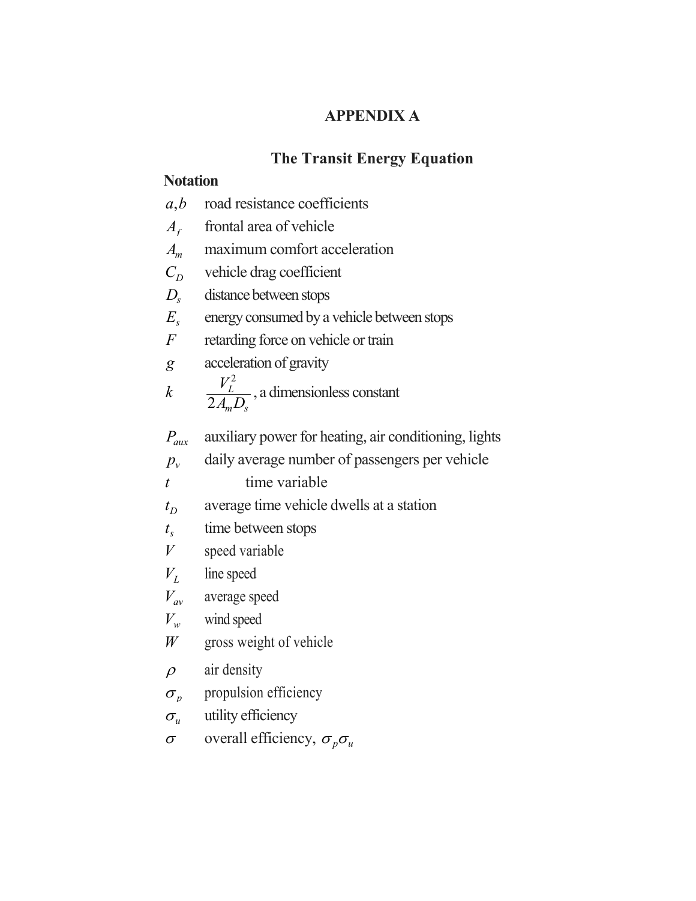# APPENDIX A

## The Transit Energy Equation

### Notation

$a, b$ road resistance coefficients

$A_f$ frontal area of vehicle

$A_m$ maximum comfort acceleration

$C_D$ vehicle drag coefficient

$D_s$ distance between stops

$E_s$ energy consumed by a vehicle between stops

$F$ retarding force on vehicle or train

$g$ acceleration of gravity

$k$ $\frac{V_L^2}{2A_m D_s}$, a dimensionless constant

$P_{aux}$ auxiliary power for heating, air conditioning, lights

$p_v$ daily average number of passengers per vehicle

$t$ time variable

$t_D$ average time vehicle dwells at a station

$t_s$ time between stops

$V$ speed variable

$V_L$ line speed

$V_{av}$ average speed

$V_w$ wind speed

$W$ gross weight of vehicle

$\rho$ air density

$\sigma_p$ propulsion efficiency

$\sigma_u$ utility efficiency

$\sigma$ overall efficiency, $\sigma_p \sigma_u$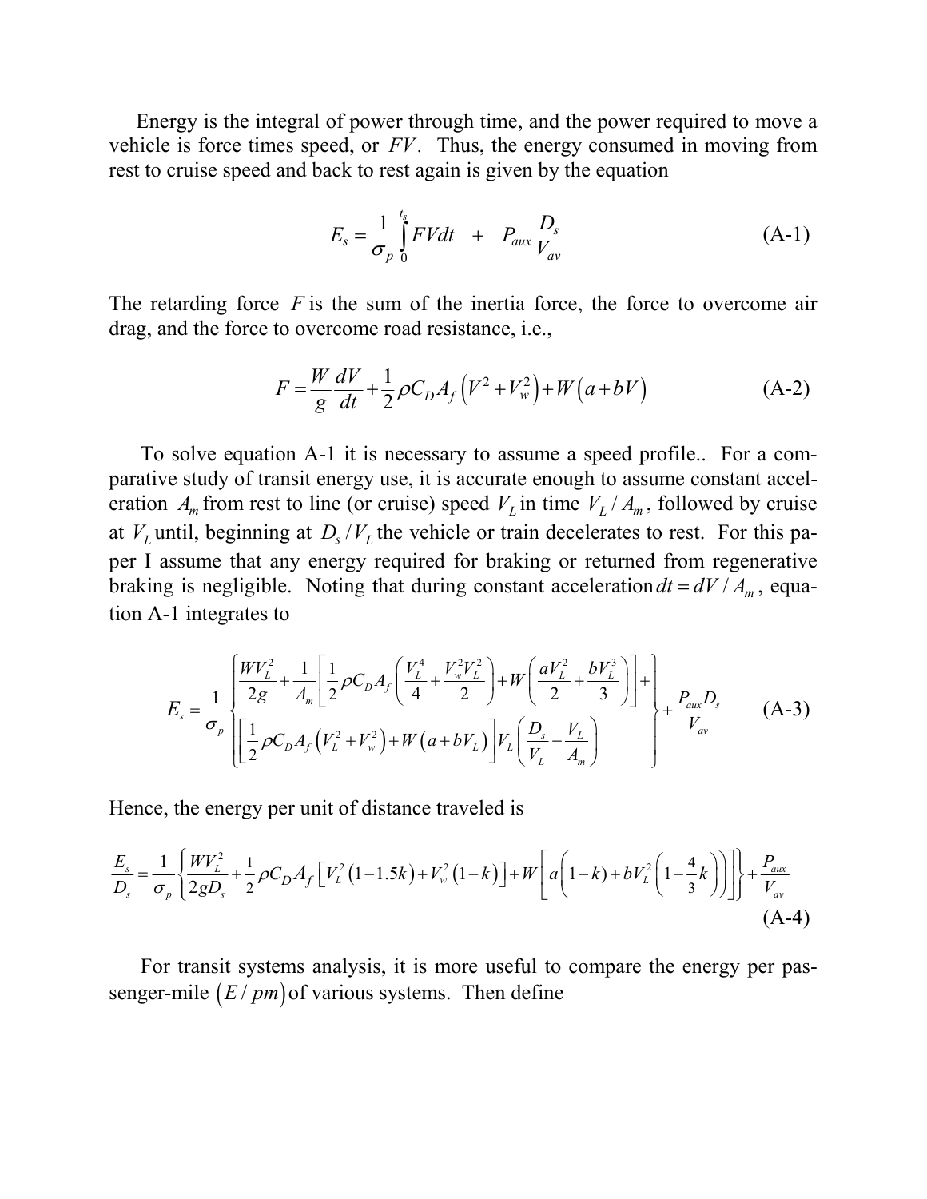Energy is the integral of power through time, and the power required to move a vehicle is force times speed, or $FV$. Thus, the energy consumed in moving from rest to cruise speed and back to rest again is given by the equation

$$E_s = \frac{1}{\sigma_p}\int_0^{t_s} FVdt \quad + \quad P_{aux}\frac{D_s}{V_{av}} \tag{A-1}$$

The retarding force $F$ is the sum of the inertia force, the force to overcome air drag, and the force to overcome road resistance, i.e.,

$$F = \frac{W}{g}\frac{dV}{dt} + \frac{1}{2}\rho C_D A_f\left(V^2 + V_w^2\right) + W\left(a + bV\right) \tag{A-2}$$

To solve equation A-1 it is necessary to assume a speed profile.. For a comparative study of transit energy use, it is accurate enough to assume constant acceleration $A_m$ from rest to line (or cruise) speed $V_L$ in time $V_L / A_m$, followed by cruise at $V_L$ until, beginning at $D_s / V_L$ the vehicle or train decelerates to rest. For this paper I assume that any energy required for braking or returned from regenerative braking is negligible. Noting that during constant acceleration $dt = dV / A_m$, equation A-1 integrates to

$$E_s = \frac{1}{\sigma_p}\left\{\begin{matrix} \dfrac{WV_L^2}{2g} + \dfrac{1}{A_m}\left[\dfrac{1}{2}\rho C_D A_f\left(\dfrac{V_L^4}{4} + \dfrac{V_w^2 V_L^2}{2}\right) + W\left(\dfrac{aV_L^2}{2} + \dfrac{bV_L^3}{3}\right)\right] + \\ \left[\dfrac{1}{2}\rho C_D A_f\left(V_L^2 + V_w^2\right) + W\left(a + bV_L\right)\right]V_L\left(\dfrac{D_s}{V_L} - \dfrac{V_L}{A_m}\right) \end{matrix}\right\} + \frac{P_{aux}D_s}{V_{av}} \tag{A-3}$$

Hence, the energy per unit of distance traveled is

$$\frac{E_s}{D_s} = \frac{1}{\sigma_p}\left\{\frac{WV_L^2}{2gD_s} + \frac{1}{2}\rho C_D A_f\left[V_L^2\left(1 - 1.5k\right) + V_w^2\left(1 - k\right)\right] + W\left[a\left(1 - k\right) + bV_L^2\left(1 - \tfrac{4}{3}k\right)\right]\right\} + \frac{P_{aux}}{V_{av}} \tag{A-4}$$

For transit systems analysis, it is more useful to compare the energy per passenger-mile $\left(E / pm\right)$ of various systems. Then define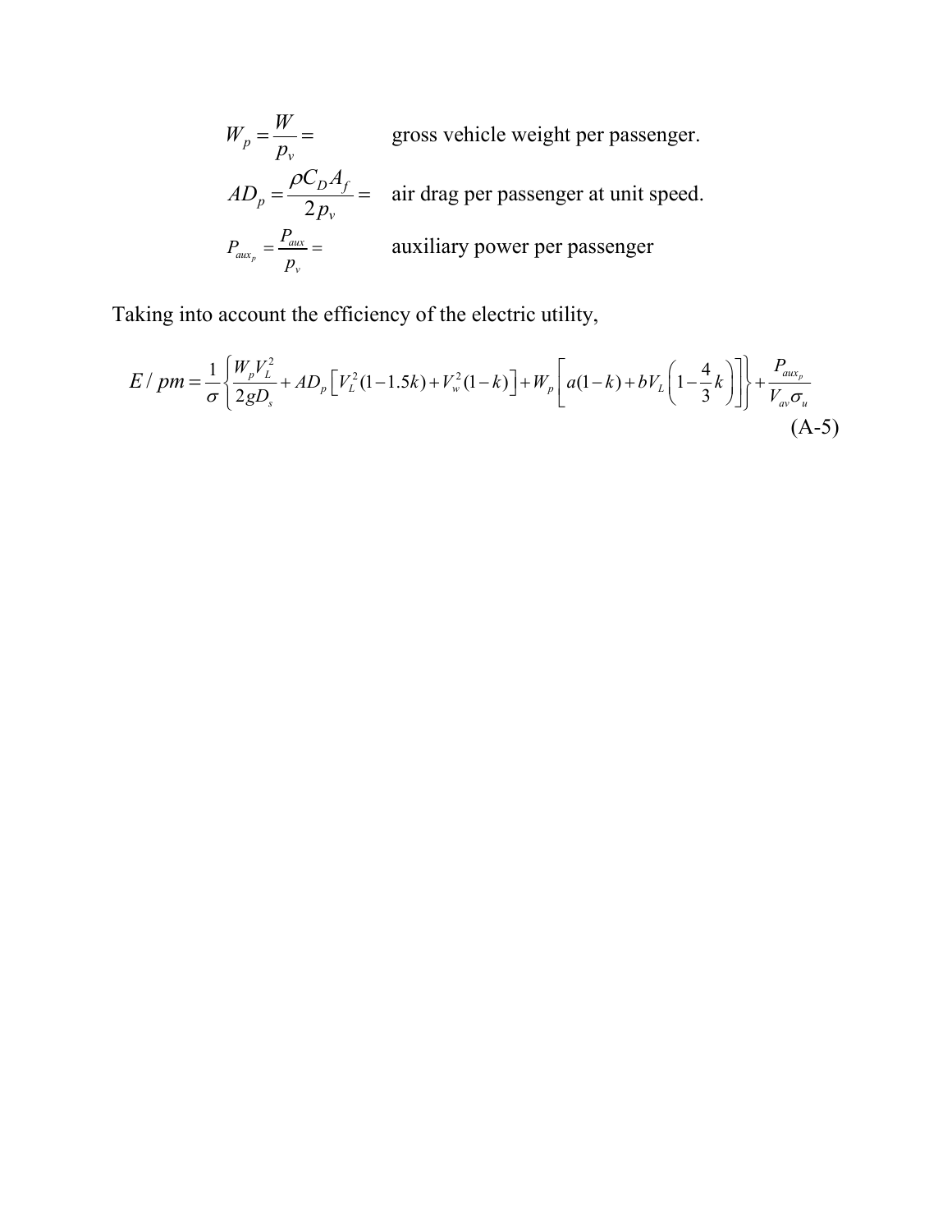$W_p = \dfrac{W}{p_v} =$ gross vehicle weight per passenger.

$AD_p = \dfrac{\rho C_D A_f}{2 p_v} =$ air drag per passenger at unit speed.

$P_{aux_p} = \dfrac{P_{aux}}{p_v} =$ auxiliary power per passenger

Taking into account the efficiency of the electric utility,

$$E/pm = \frac{1}{\sigma}\left\{ \frac{W_p V_L^2}{2gD_s} + AD_p\left[V_L^2(1-1.5k) + V_w^2(1-k)\right] + W_p\left[a(1-k) + bV_L\left(1-\frac{4}{3}k\right)\right]\right\} + \frac{P_{aux_p}}{V_{av}\sigma_u} \tag{A-5}$$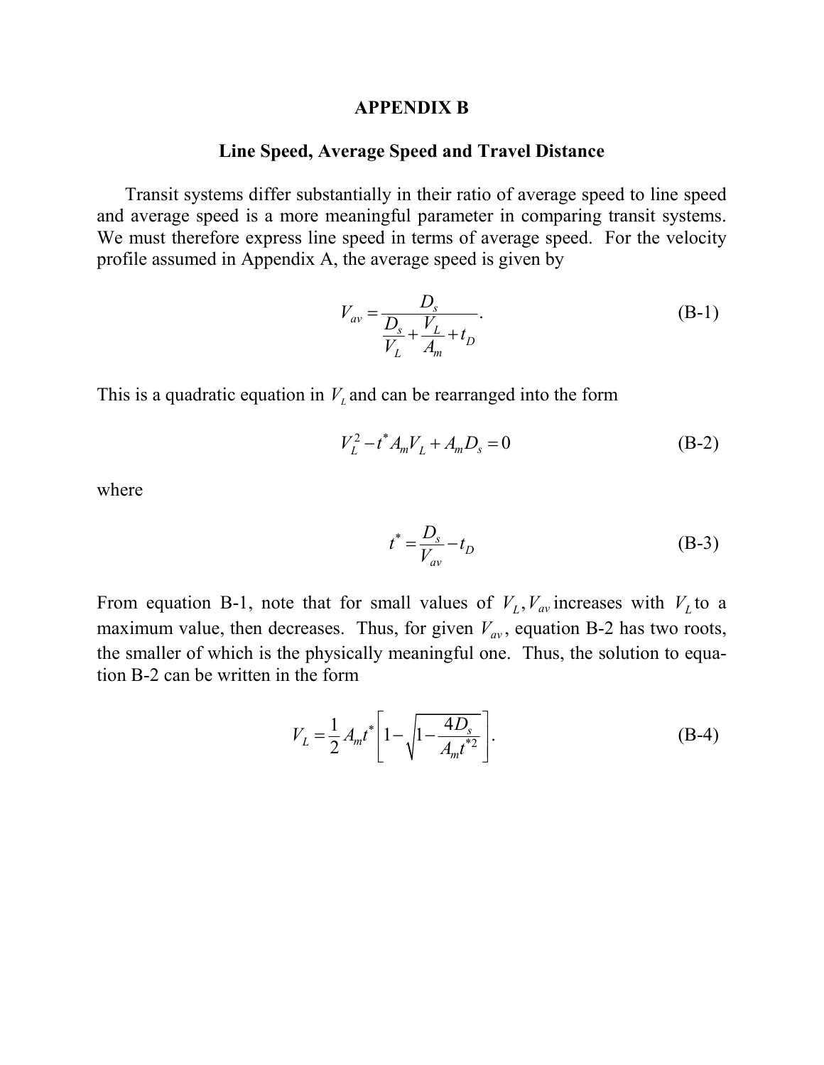# APPENDIX B

## Line Speed, Average Speed and Travel Distance

Transit systems differ substantially in their ratio of average speed to line speed and average speed is a more meaningful parameter in comparing transit systems. We must therefore express line speed in terms of average speed. For the velocity profile assumed in Appendix A, the average speed is given by

$$V_{av} = \frac{D_s}{\dfrac{D_s}{V_L} + \dfrac{V_L}{A_m} + t_D}. \tag{B-1}$$

This is a quadratic equation in $V_L$ and can be rearranged into the form

$$V_L^2 - t^* A_m V_L + A_m D_s = 0 \tag{B-2}$$

where

$$t^* = \frac{D_s}{V_{av}} - t_D \tag{B-3}$$

From equation B-1, note that for small values of $V_L$, $V_{av}$ increases with $V_L$ to a maximum value, then decreases. Thus, for given $V_{av}$, equation B-2 has two roots, the smaller of which is the physically meaningful one. Thus, the solution to equation B-2 can be written in the form

$$V_L = \frac{1}{2} A_m t^* \left[ 1 - \sqrt{1 - \frac{4D_s}{A_m t^{*2}}} \right]. \tag{B-4}$$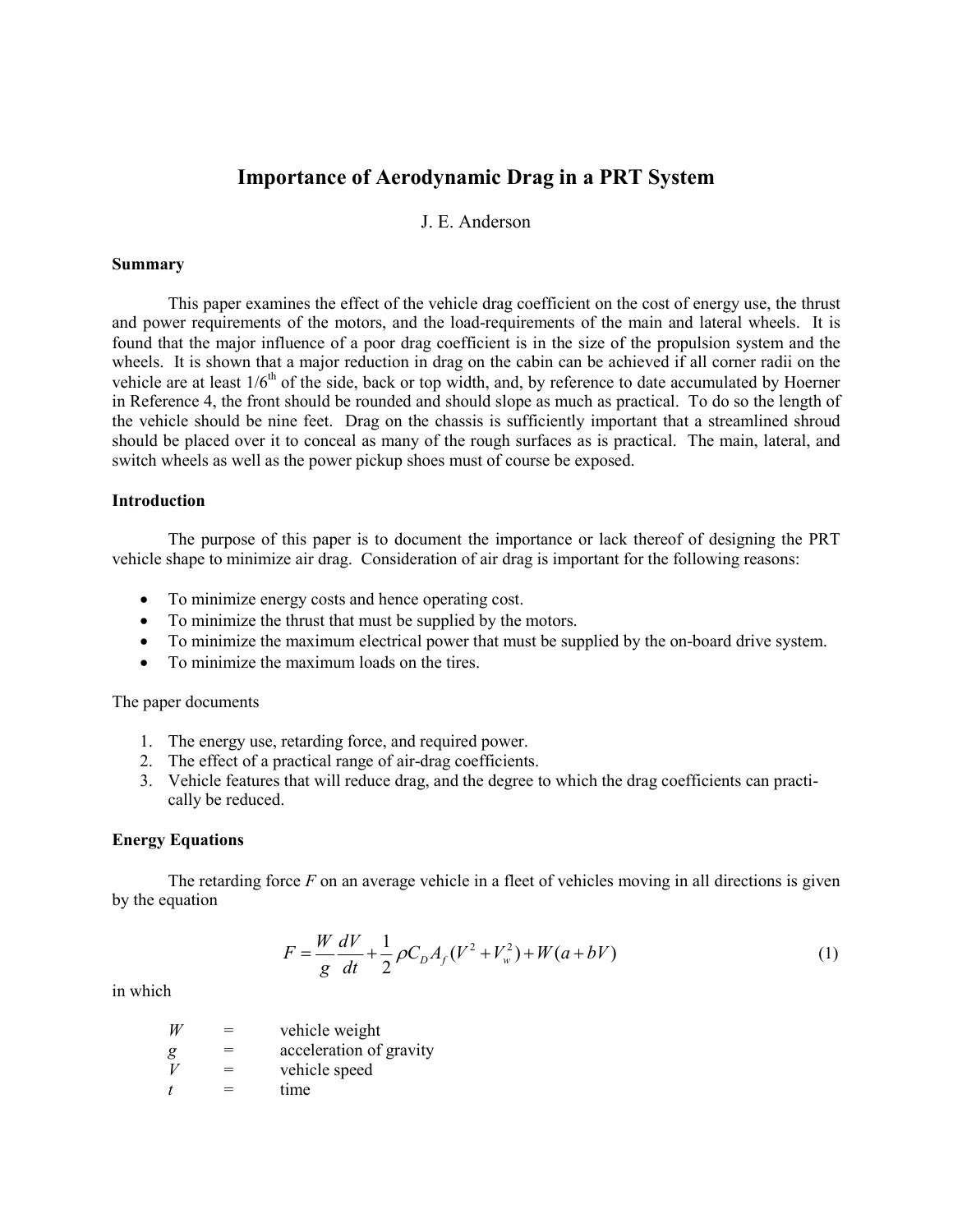# Importance of Aerodynamic Drag in a PRT System

J. E. Anderson

### Summary

This paper examines the effect of the vehicle drag coefficient on the cost of energy use, the thrust and power requirements of the motors, and the load-requirements of the main and lateral wheels. It is found that the major influence of a poor drag coefficient is in the size of the propulsion system and the wheels. It is shown that a major reduction in drag on the cabin can be achieved if all corner radii on the vehicle are at least 1/6th of the side, back or top width, and, by reference to date accumulated by Hoerner in Reference 4, the front should be rounded and should slope as much as practical. To do so the length of the vehicle should be nine feet. Drag on the chassis is sufficiently important that a streamlined shroud should be placed over it to conceal as many of the rough surfaces as is practical. The main, lateral, and switch wheels as well as the power pickup shoes must of course be exposed.

### Introduction

The purpose of this paper is to document the importance or lack thereof of designing the PRT vehicle shape to minimize air drag. Consideration of air drag is important for the following reasons:

- To minimize energy costs and hence operating cost.
- To minimize the thrust that must be supplied by the motors.
- To minimize the maximum electrical power that must be supplied by the on-board drive system.
- To minimize the maximum loads on the tires.

The paper documents

1. The energy use, retarding force, and required power.
2. The effect of a practical range of air-drag coefficients.
3. Vehicle features that will reduce drag, and the degree to which the drag coefficients can practically be reduced.

### Energy Equations

The retarding force $F$ on an average vehicle in a fleet of vehicles moving in all directions is given by the equation

$$F = \frac{W}{g}\frac{dV}{dt} + \frac{1}{2}\rho C_D A_f (V^2 + V_w^2) + W(a + bV) \tag{1}$$

in which

| | | |
|---|---|---|
| $W$ | = | vehicle weight |
| $g$ | = | acceleration of gravity |
| $V$ | = | vehicle speed |
| $t$ | = | time |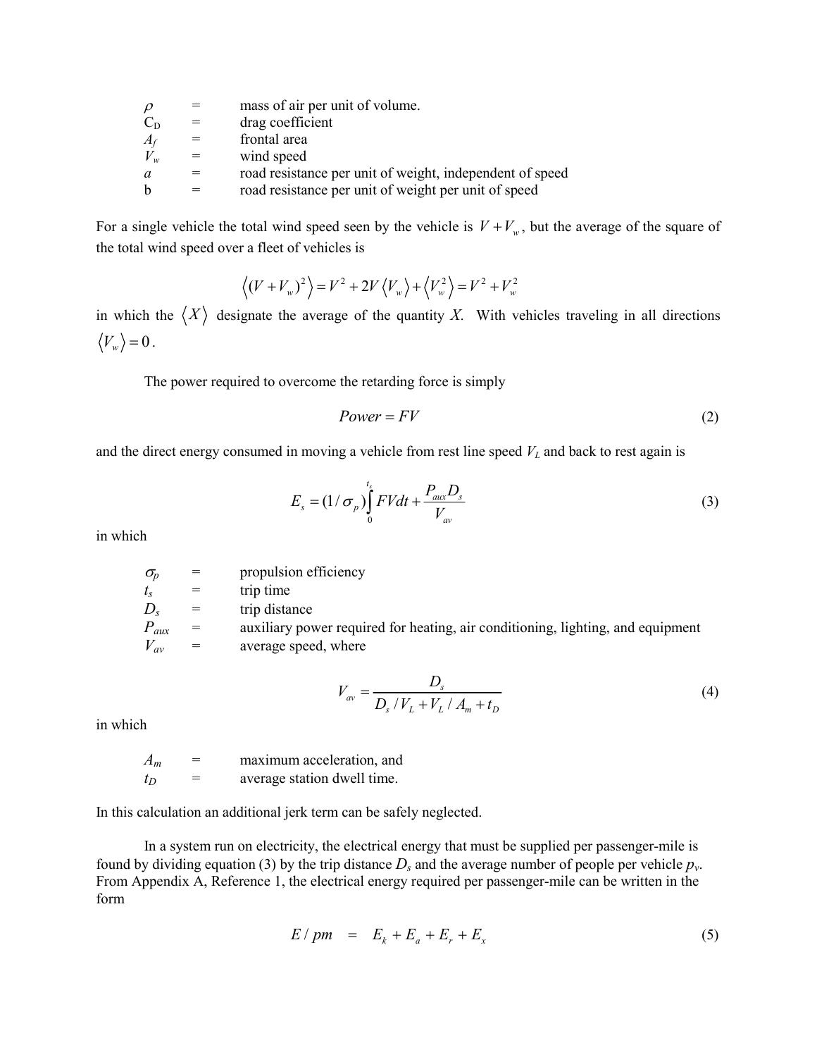| | | |
|---|---|---|
| $\rho$ | = | mass of air per unit of volume. |
| $C_D$ | = | drag coefficient |
| $A_f$ | = | frontal area |
| $V_w$ | = | wind speed |
| $a$ | = | road resistance per unit of weight, independent of speed |
| b | = | road resistance per unit of weight per unit of speed |

For a single vehicle the total wind speed seen by the vehicle is $V + V_w$, but the average of the square of the total wind speed over a fleet of vehicles is

$$\left\langle (V+V_w)^2 \right\rangle = V^2 + 2V\left\langle V_w \right\rangle + \left\langle V_w^2 \right\rangle = V^2 + V_w^2$$

in which the $\left\langle X \right\rangle$ designate the average of the quantity *X*. With vehicles traveling in all directions $\left\langle V_w \right\rangle = 0$.

The power required to overcome the retarding force is simply

$$Power = FV \tag{2}$$

and the direct energy consumed in moving a vehicle from rest line speed $V_L$ and back to rest again is

$$E_s = (1/\sigma_p)\int_0^{t_s} FVdt + \frac{P_{aux}D_s}{V_{av}} \tag{3}$$

in which

| | | |
|---|---|---|
| $\sigma_p$ | = | propulsion efficiency |
| $t_s$ | = | trip time |
| $D_s$ | = | trip distance |
| $P_{aux}$ | = | auxiliary power required for heating, air conditioning, lighting, and equipment |
| $V_{av}$ | = | average speed, where |

$$V_{av} = \frac{D_s}{D_s / V_L + V_L / A_m + t_D} \tag{4}$$

in which

| | | |
|---|---|---|
| $A_m$ | = | maximum acceleration, and |
| $t_D$ | = | average station dwell time. |

In this calculation an additional jerk term can be safely neglected.

In a system run on electricity, the electrical energy that must be supplied per passenger-mile is found by dividing equation (3) by the trip distance $D_s$ and the average number of people per vehicle $p_v$. From Appendix A, Reference 1, the electrical energy required per passenger-mile can be written in the form

$$E / pm \quad = \quad E_k + E_a + E_r + E_x \tag{5}$$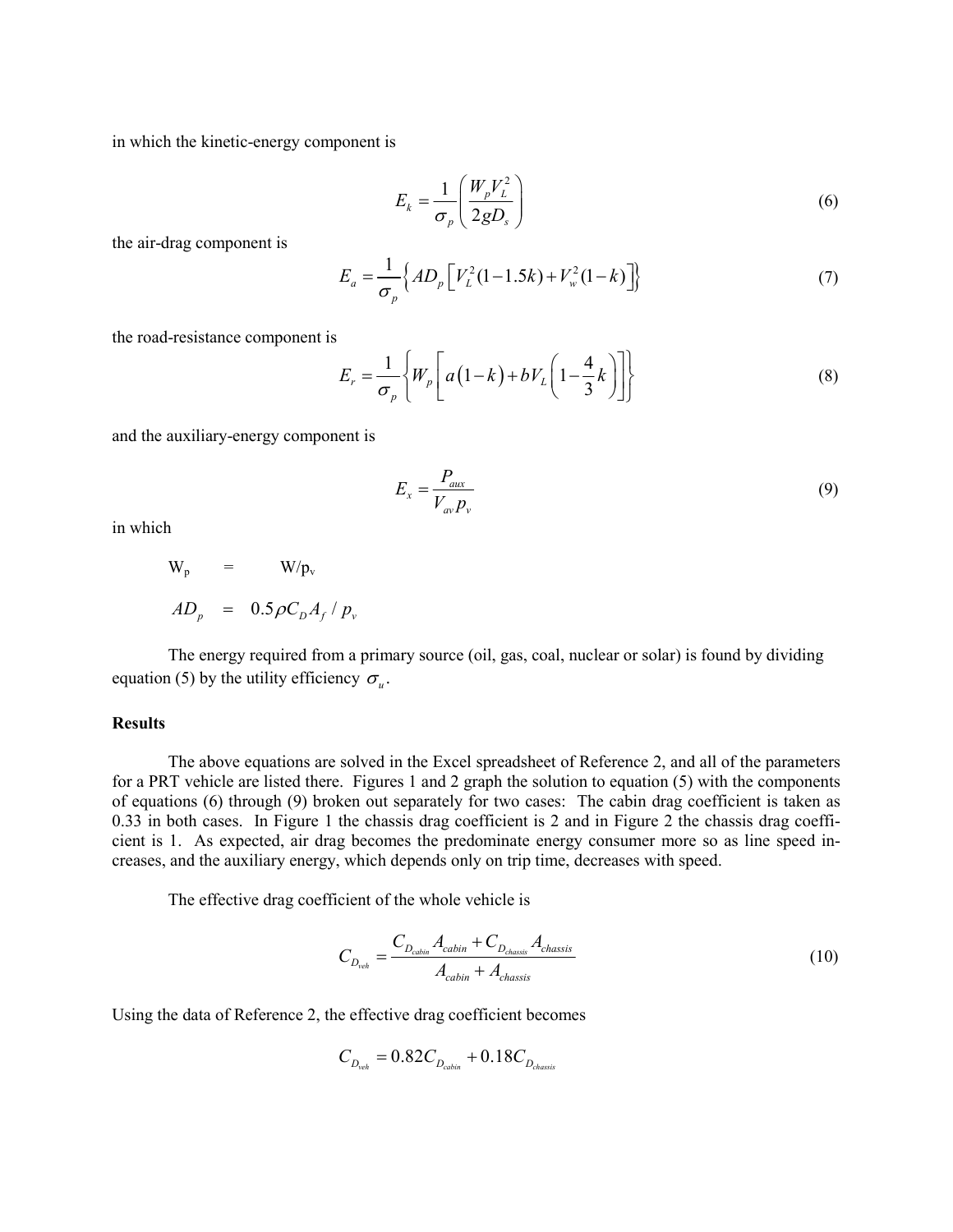in which the kinetic-energy component is

$$E_k = \frac{1}{\sigma_p}\left(\frac{W_p V_L^2}{2gD_s}\right) \tag{6}$$

the air-drag component is

$$E_a = \frac{1}{\sigma_p}\left\{AD_p\left[V_L^2(1-1.5k) + V_w^2(1-k)\right]\right\} \tag{7}$$

the road-resistance component is

$$E_r = \frac{1}{\sigma_p}\left\{W_p\left[a(1-k) + bV_L\left(1-\frac{4}{3}k\right)\right]\right\} \tag{8}$$

and the auxiliary-energy component is

$$E_x = \frac{P_{aux}}{V_{av}p_v} \tag{9}$$

in which

$W_p = W/p_v$

$AD_p = 0.5\rho C_D A_f / p_v$

The energy required from a primary source (oil, gas, coal, nuclear or solar) is found by dividing equation (5) by the utility efficiency $\sigma_u$.

**Results**

The above equations are solved in the Excel spreadsheet of Reference 2, and all of the parameters for a PRT vehicle are listed there. Figures 1 and 2 graph the solution to equation (5) with the components of equations (6) through (9) broken out separately for two cases: The cabin drag coefficient is taken as 0.33 in both cases. In Figure 1 the chassis drag coefficient is 2 and in Figure 2 the chassis drag coefficient is 1. As expected, air drag becomes the predominate energy consumer more so as line speed increases, and the auxiliary energy, which depends only on trip time, decreases with speed.

The effective drag coefficient of the whole vehicle is

$$C_{D_{veh}} = \frac{C_{D_{cabin}}A_{cabin} + C_{D_{chassis}}A_{chassis}}{A_{cabin} + A_{chassis}} \tag{10}$$

Using the data of Reference 2, the effective drag coefficient becomes

$$C_{D_{veh}} = 0.82C_{D_{cabin}} + 0.18C_{D_{chassis}}$$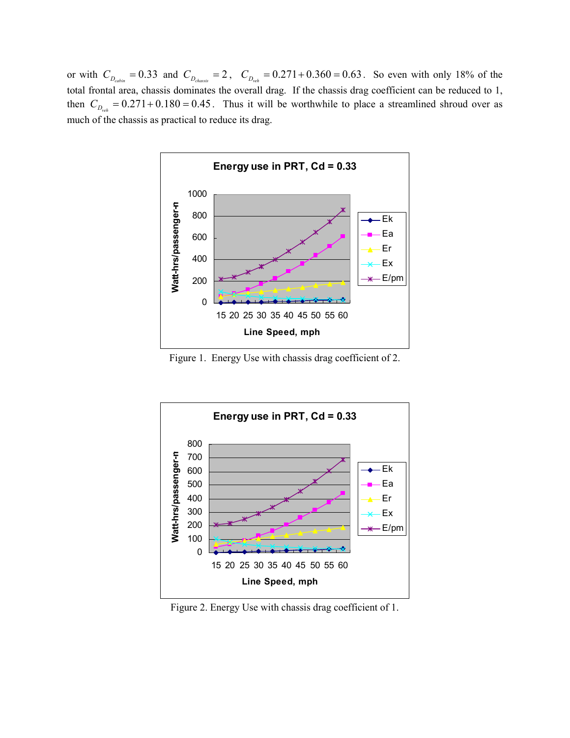or with $C_{D_{cabin}} = 0.33$ and $C_{D_{chassis}} = 2$, $C_{D_{veh}} = 0.271 + 0.360 = 0.63$. So even with only 18% of the total frontal area, chassis dominates the overall drag. If the chassis drag coefficient can be reduced to 1, then $C_{D_{veh}} = 0.271 + 0.180 = 0.45$. Thus it will be worthwhile to place a streamlined shroud over as much of the chassis as practical to reduce its drag.

Figure 1. Energy Use with chassis drag coefficient of 2.

Figure 2. Energy Use with chassis drag coefficient of 1.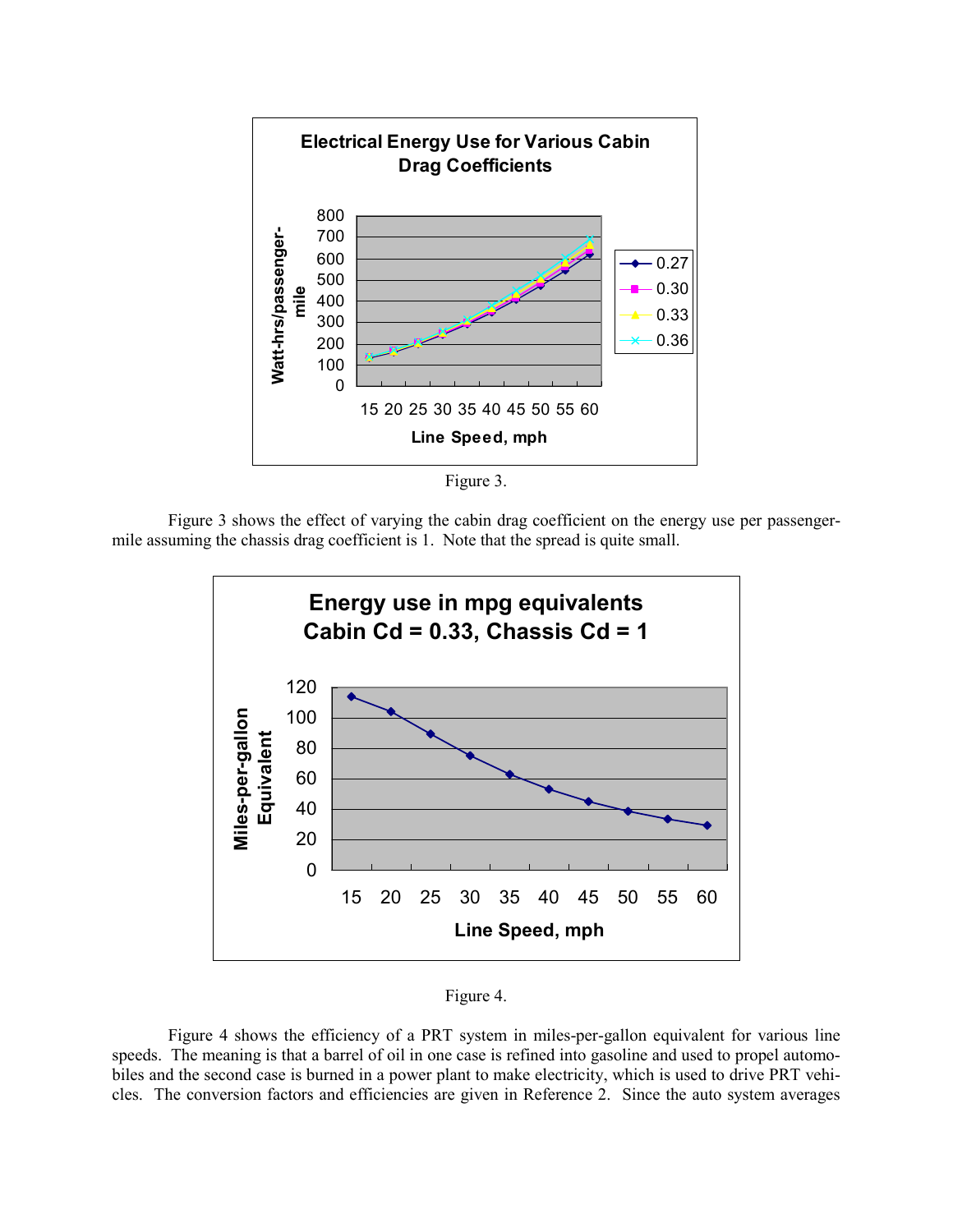Figure 3.

Figure 3 shows the effect of varying the cabin drag coefficient on the energy use per passenger-mile assuming the chassis drag coefficient is 1. Note that the spread is quite small.

Figure 4.

Figure 4 shows the efficiency of a PRT system in miles-per-gallon equivalent for various line speeds. The meaning is that a barrel of oil in one case is refined into gasoline and used to propel automobiles and the second case is burned in a power plant to make electricity, which is used to drive PRT vehicles. The conversion factors and efficiencies are given in Reference 2. Since the auto system averages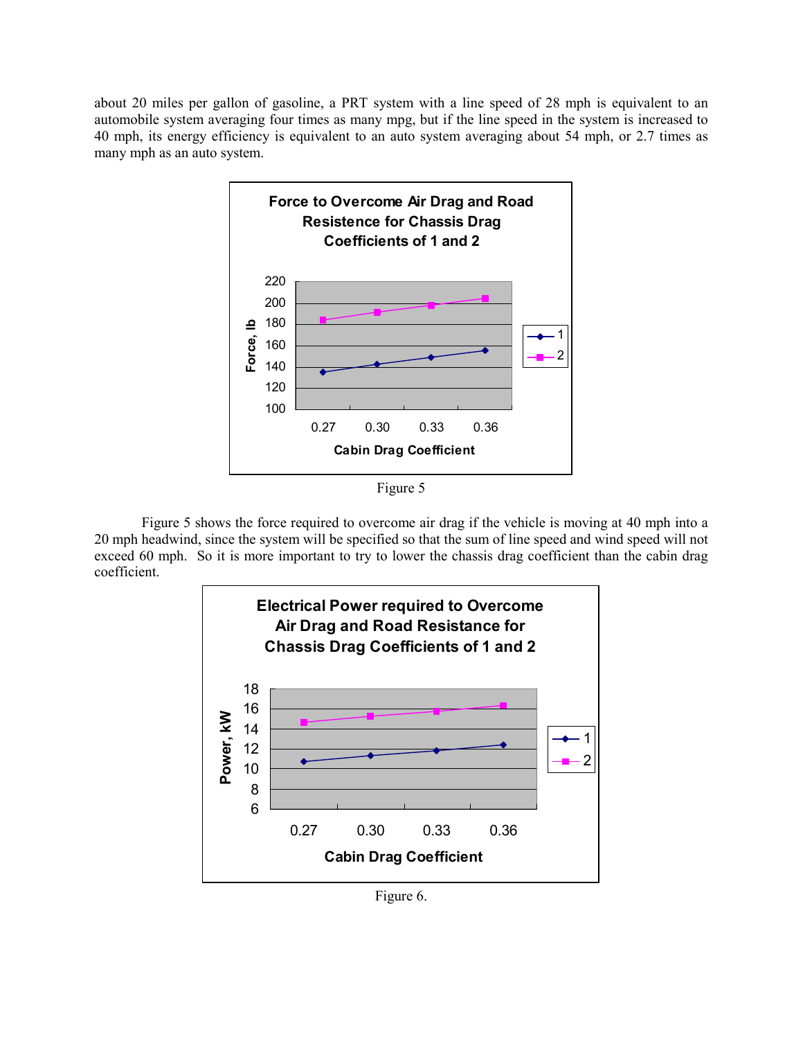about 20 miles per gallon of gasoline, a PRT system with a line speed of 28 mph is equivalent to an automobile system averaging four times as many mpg, but if the line speed in the system is increased to 40 mph, its energy efficiency is equivalent to an auto system averaging about 54 mph, or 2.7 times as many mph as an auto system.

**Force to Overcome Air Drag and Road Resistence for Chassis Drag Coefficients of 1 and 2**

Figure 5

Figure 5 shows the force required to overcome air drag if the vehicle is moving at 40 mph into a 20 mph headwind, since the system will be specified so that the sum of line speed and wind speed will not exceed 60 mph. So it is more important to try to lower the chassis drag coefficient than the cabin drag coefficient.

**Electrical Power required to Overcome Air Drag and Road Resistance for Chassis Drag Coefficients of 1 and 2**

Figure 6.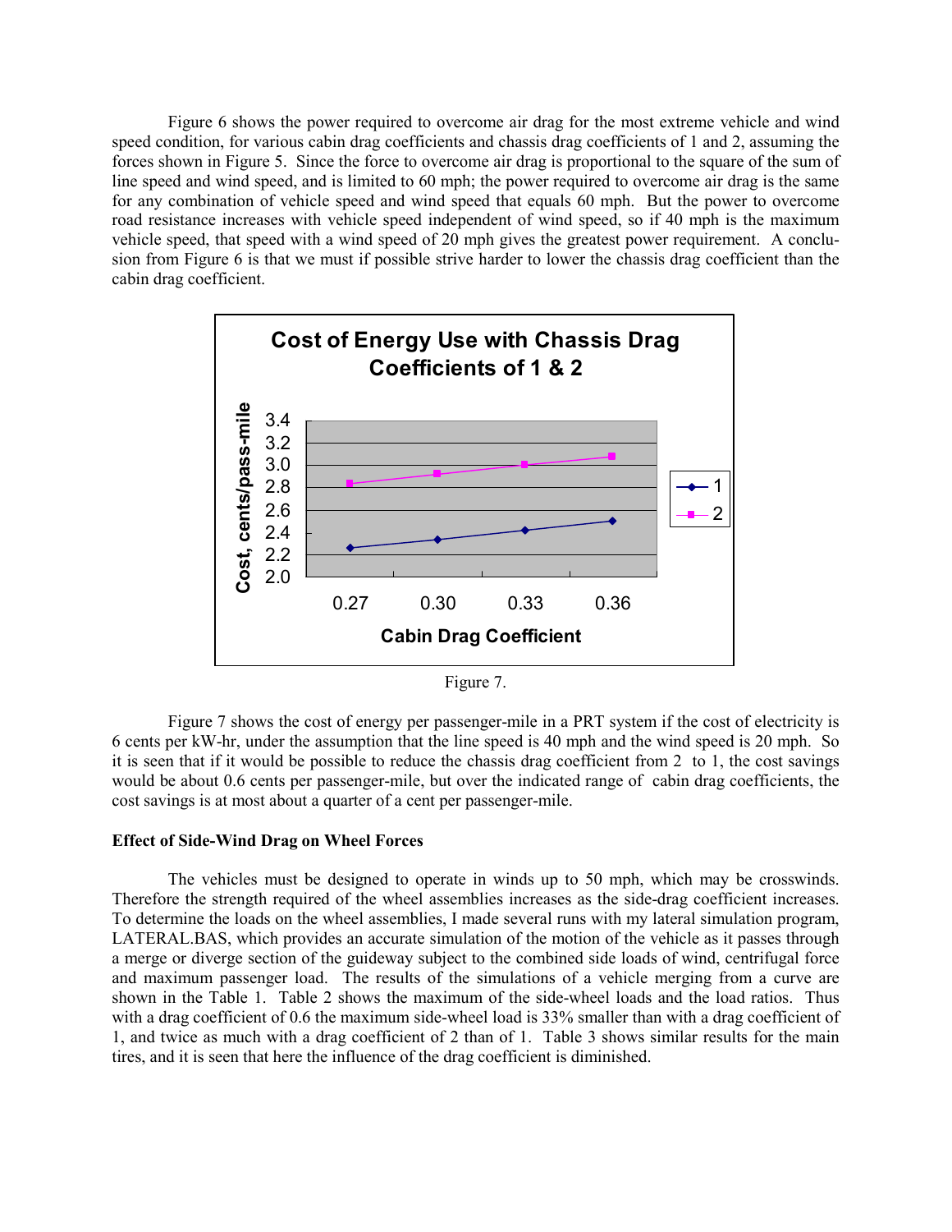Figure 6 shows the power required to overcome air drag for the most extreme vehicle and wind speed condition, for various cabin drag coefficients and chassis drag coefficients of 1 and 2, assuming the forces shown in Figure 5. Since the force to overcome air drag is proportional to the square of the sum of line speed and wind speed, and is limited to 60 mph; the power required to overcome air drag is the same for any combination of vehicle speed and wind speed that equals 60 mph. But the power to overcome road resistance increases with vehicle speed independent of wind speed, so if 40 mph is the maximum vehicle speed, that speed with a wind speed of 20 mph gives the greatest power requirement. A conclusion from Figure 6 is that we must if possible strive harder to lower the chassis drag coefficient than the cabin drag coefficient.

**Cost of Energy Use with Chassis Drag Coefficients of 1 & 2**

| Cabin Drag Coefficient | 1 (cents/pass-mile) | 2 (cents/pass-mile) |
|---|---|---|
| 0.27 | 2.27 | 2.83 |
| 0.30 | 2.34 | 2.92 |
| 0.33 | 2.42 | 3.00 |
| 0.36 | 2.50 | 3.08 |

Figure 7.

Figure 7 shows the cost of energy per passenger-mile in a PRT system if the cost of electricity is 6 cents per kW-hr, under the assumption that the line speed is 40 mph and the wind speed is 20 mph. So it is seen that if it would be possible to reduce the chassis drag coefficient from 2 to 1, the cost savings would be about 0.6 cents per passenger-mile, but over the indicated range of cabin drag coefficients, the cost savings is at most about a quarter of a cent per passenger-mile.

**Effect of Side-Wind Drag on Wheel Forces**

The vehicles must be designed to operate in winds up to 50 mph, which may be crosswinds. Therefore the strength required of the wheel assemblies increases as the side-drag coefficient increases. To determine the loads on the wheel assemblies, I made several runs with my lateral simulation program, LATERAL.BAS, which provides an accurate simulation of the motion of the vehicle as it passes through a merge or diverge section of the guideway subject to the combined side loads of wind, centrifugal force and maximum passenger load. The results of the simulations of a vehicle merging from a curve are shown in the Table 1. Table 2 shows the maximum of the side-wheel loads and the load ratios. Thus with a drag coefficient of 0.6 the maximum side-wheel load is 33% smaller than with a drag coefficient of 1, and twice as much with a drag coefficient of 2 than of 1. Table 3 shows similar results for the main tires, and it is seen that here the influence of the drag coefficient is diminished.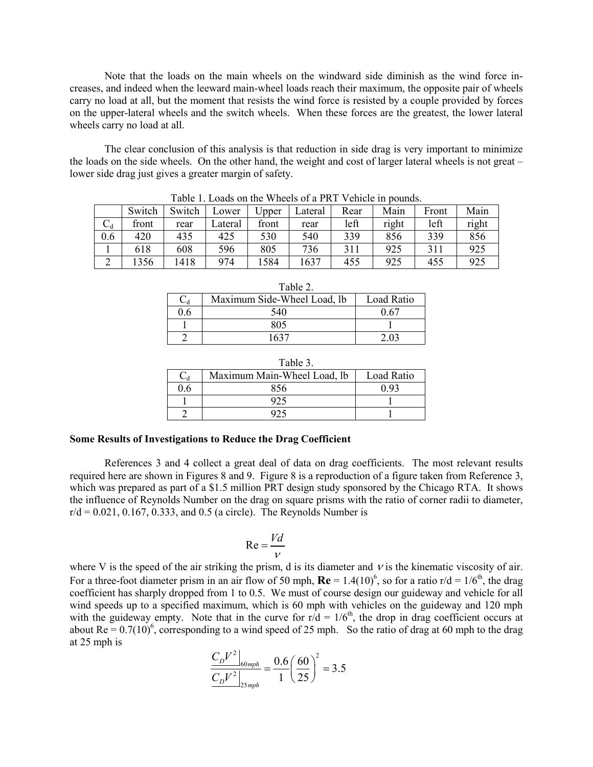Note that the loads on the main wheels on the windward side diminish as the wind force increases, and indeed when the leeward main-wheel loads reach their maximum, the opposite pair of wheels carry no load at all, but the moment that resists the wind force is resisted by a couple provided by forces on the upper-lateral wheels and the switch wheels. When these forces are the greatest, the lower lateral wheels carry no load at all.

The clear conclusion of this analysis is that reduction in side drag is very important to minimize the loads on the side wheels. On the other hand, the weight and cost of larger lateral wheels is not great – lower side drag just gives a greater margin of safety.

Table 1. Loads on the Wheels of a PRT Vehicle in pounds.

| | Switch | Switch | Lower | Upper | Lateral | Rear | Main | Front | Main |
|---|---|---|---|---|---|---|---|---|---|
| $C_d$ | front | rear | Lateral | front | rear | left | right | left | right |
| 0.6 | 420 | 435 | 425 | 530 | 540 | 339 | 856 | 339 | 856 |
| 1 | 618 | 608 | 596 | 805 | 736 | 311 | 925 | 311 | 925 |
| 2 | 1356 | 1418 | 974 | 1584 | 1637 | 455 | 925 | 455 | 925 |

Table 2.

| $C_d$ | Maximum Side-Wheel Load, lb | Load Ratio |
|---|---|---|
| 0.6 | 540 | 0.67 |
| 1 | 805 | 1 |
| 2 | 1637 | 2.03 |

Table 3.

| $C_d$ | Maximum Main-Wheel Load, lb | Load Ratio |
|---|---|---|
| 0.6 | 856 | 0.93 |
| 1 | 925 | 1 |
| 2 | 925 | 1 |

**Some Results of Investigations to Reduce the Drag Coefficient**

References 3 and 4 collect a great deal of data on drag coefficients. The most relevant results required here are shown in Figures 8 and 9. Figure 8 is a reproduction of a figure taken from Reference 3, which was prepared as part of a $1.5 million PRT design study sponsored by the Chicago RTA. It shows the influence of Reynolds Number on the drag on square prisms with the ratio of corner radii to diameter, r/d = 0.021, 0.167, 0.333, and 0.5 (a circle). The Reynolds Number is

$$\mathrm{Re} = \frac{Vd}{\nu}$$

where V is the speed of the air striking the prism, d is its diameter and $\nu$ is the kinematic viscosity of air. For a three-foot diameter prism in an air flow of 50 mph, **Re** $= 1.4(10)^6$, so for a ratio r/d = 1/6th, the drag coefficient has sharply dropped from 1 to 0.5. We must of course design our guideway and vehicle for all wind speeds up to a specified maximum, which is 60 mph with vehicles on the guideway and 120 mph with the guideway empty. Note that in the curve for r/d = 1/6th, the drop in drag coefficient occurs at about Re $= 0.7(10)^6$, corresponding to a wind speed of 25 mph. So the ratio of drag at 60 mph to the drag at 25 mph is

$$\frac{C_D V^2\big|_{60mph}}{C_D V^2\big|_{25mph}} = \frac{0.6}{1}\left(\frac{60}{25}\right)^2 = 3.5$$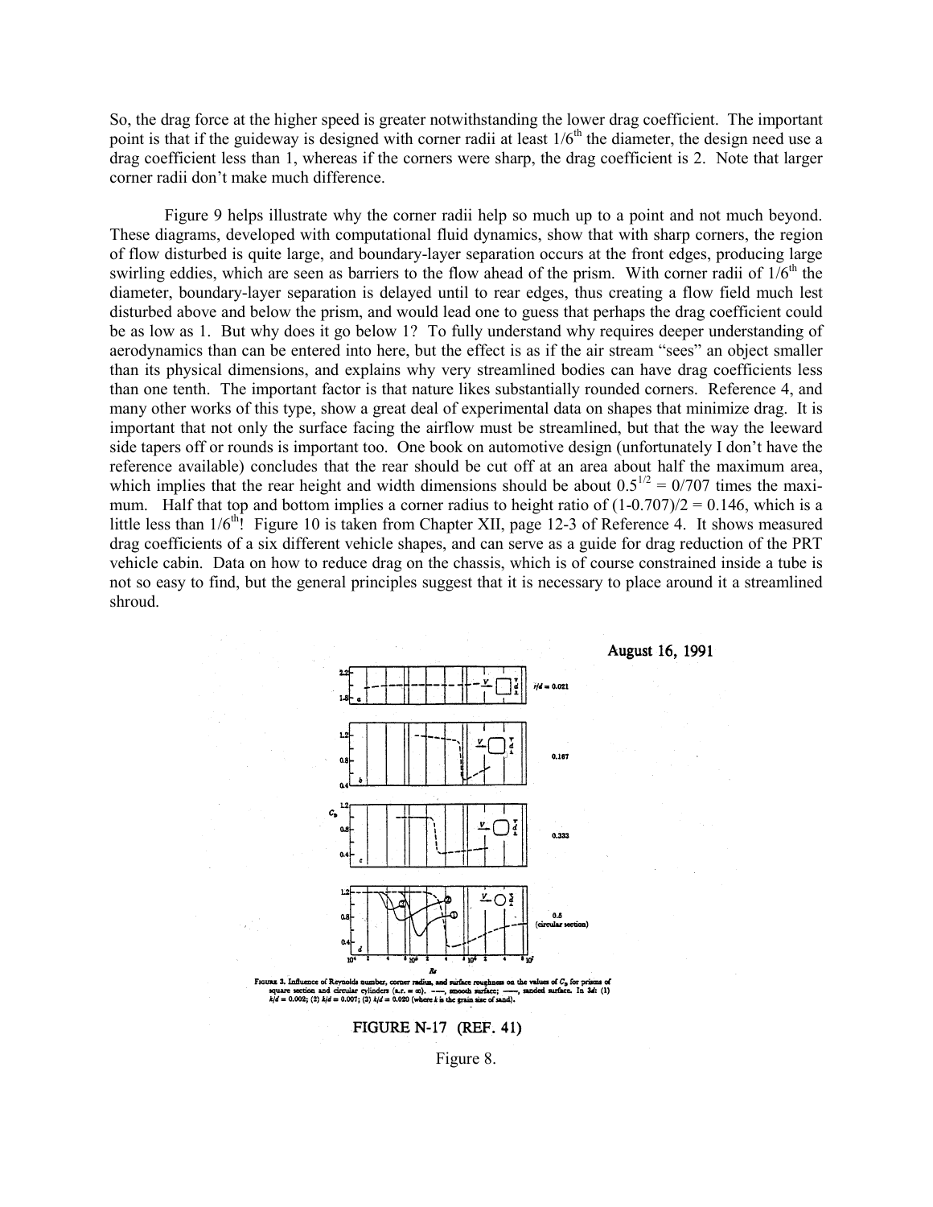So, the drag force at the higher speed is greater notwithstanding the lower drag coefficient. The important point is that if the guideway is designed with corner radii at least 1/6[th] the diameter, the design need use a drag coefficient less than 1, whereas if the corners were sharp, the drag coefficient is 2. Note that larger corner radii don't make much difference.

Figure 9 helps illustrate why the corner radii help so much up to a point and not much beyond. These diagrams, developed with computational fluid dynamics, show that with sharp corners, the region of flow disturbed is quite large, and boundary-layer separation occurs at the front edges, producing large swirling eddies, which are seen as barriers to the flow ahead of the prism. With corner radii of 1/6[th] the diameter, boundary-layer separation is delayed until to rear edges, thus creating a flow field much lest disturbed above and below the prism, and would lead one to guess that perhaps the drag coefficient could be as low as 1. But why does it go below 1? To fully understand why requires deeper understanding of aerodynamics than can be entered into here, but the effect is as if the air stream "sees" an object smaller than its physical dimensions, and explains why very streamlined bodies can have drag coefficients less than one tenth. The important factor is that nature likes substantially rounded corners. Reference 4, and many other works of this type, show a great deal of experimental data on shapes that minimize drag. It is important that not only the surface facing the airflow must be streamlined, but that the way the leeward side tapers off or rounds is important too. One book on automotive design (unfortunately I don't have the reference available) concludes that the rear should be cut off at an area about half the maximum area, which implies that the rear height and width dimensions should be about $0.5^{1/2}$ = 0/707 times the maximum. Half that top and bottom implies a corner radius to height ratio of (1-0.707)/2 = 0.146, which is a little less than 1/6[th]! Figure 10 is taken from Chapter XII, page 12-3 of Reference 4. It shows measured drag coefficients of a six different vehicle shapes, and can serve as a guide for drag reduction of the PRT vehicle cabin. Data on how to reduce drag on the chassis, which is of course constrained inside a tube is not so easy to find, but the general principles suggest that it is necessary to place around it a streamlined shroud.

**August 16, 1991**

FIGURE 3. Influence of Reynolds number, corner radius, and surface roughness on the values of $C_D$ for prisms of square section and circular cylinders (a.r. = ∞). ---, smooth surface; —, sanded surface. In 3d: (1) $k/d$ = 0.002; (2) $k/d$ = 0.007; (3) $k/d$ = 0.020 (where $k$ is the grain size of sand).

**FIGURE N-17 (REF. 41)**

Figure 8.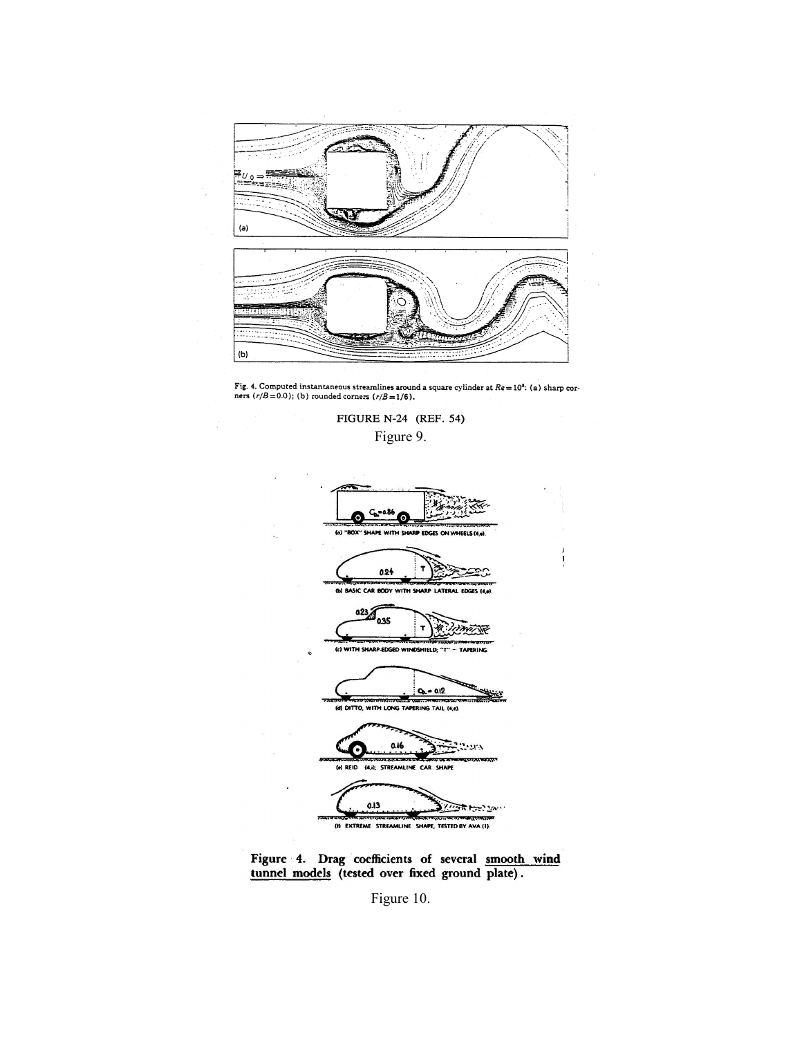Fig. 4. Computed instantaneous streamlines around a square cylinder at $Re = 10^5$: (a) sharp corners ($r/B = 0.0$); (b) rounded corners ($r/B = 1/6$).

FIGURE N-24 (REF. 54)

Figure 9.

(a) "BOX" SHAPE WITH SHARP EDGES ON WHEELS (4,e).

(b) BASIC CAR BODY WITH SHARP LATERAL EDGES (4,e).

(c) WITH SHARP-EDGED WINDSHIELD; "T" -- TAPERING

(d) DITTO, WITH LONG TAPERING TAIL (4,e).

(e) REID (4,i); STREAMLINE CAR SHAPE

(f) EXTREME STREAMLINE SHAPE, TESTED BY AVA (1).

**Figure 4. Drag coefficients of several smooth wind tunnel models (tested over fixed ground plate).**

Figure 10.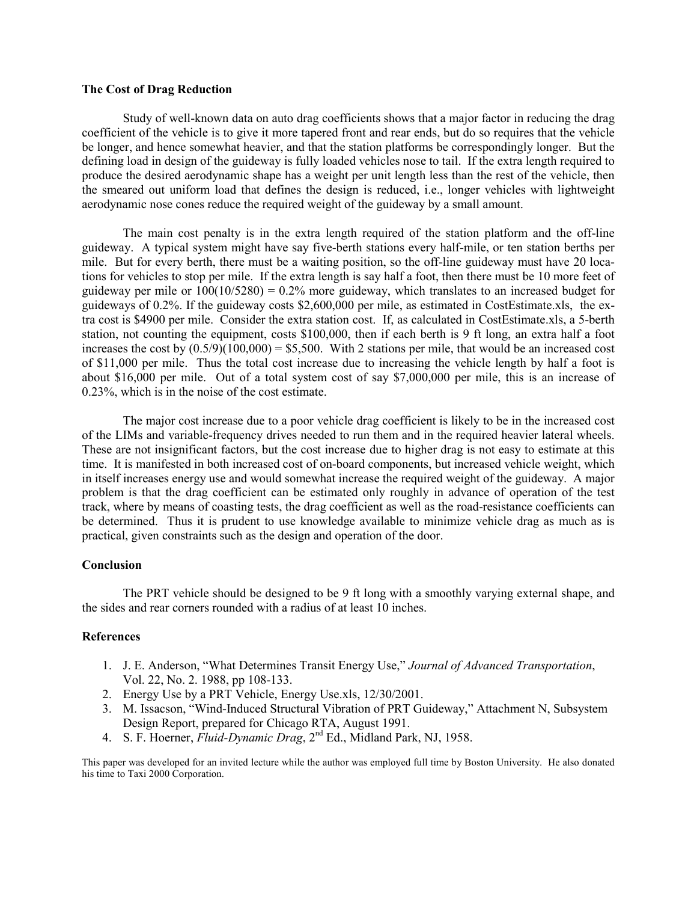### The Cost of Drag Reduction

Study of well-known data on auto drag coefficients shows that a major factor in reducing the drag coefficient of the vehicle is to give it more tapered front and rear ends, but do so requires that the vehicle be longer, and hence somewhat heavier, and that the station platforms be correspondingly longer. But the defining load in design of the guideway is fully loaded vehicles nose to tail. If the extra length required to produce the desired aerodynamic shape has a weight per unit length less than the rest of the vehicle, then the smeared out uniform load that defines the design is reduced, i.e., longer vehicles with lightweight aerodynamic nose cones reduce the required weight of the guideway by a small amount.

The main cost penalty is in the extra length required of the station platform and the off-line guideway. A typical system might have say five-berth stations every half-mile, or ten station berths per mile. But for every berth, there must be a waiting position, so the off-line guideway must have 20 locations for vehicles to stop per mile. If the extra length is say half a foot, then there must be 10 more feet of guideway per mile or $100(10/5280) = 0.2\%$ more guideway, which translates to an increased budget for guideways of 0.2%. If the guideway costs \$2,600,000 per mile, as estimated in CostEstimate.xls, the extra cost is \$4900 per mile. Consider the extra station cost. If, as calculated in CostEstimate.xls, a 5-berth station, not counting the equipment, costs \$100,000, then if each berth is 9 ft long, an extra half a foot increases the cost by $(0.5/9)(100{,}000) = \$5{,}500$. With 2 stations per mile, that would be an increased cost of \$11,000 per mile. Thus the total cost increase due to increasing the vehicle length by half a foot is about \$16,000 per mile. Out of a total system cost of say \$7,000,000 per mile, this is an increase of 0.23%, which is in the noise of the cost estimate.

The major cost increase due to a poor vehicle drag coefficient is likely to be in the increased cost of the LIMs and variable-frequency drives needed to run them and in the required heavier lateral wheels. These are not insignificant factors, but the cost increase due to higher drag is not easy to estimate at this time. It is manifested in both increased cost of on-board components, but increased vehicle weight, which in itself increases energy use and would somewhat increase the required weight of the guideway. A major problem is that the drag coefficient can be estimated only roughly in advance of operation of the test track, where by means of coasting tests, the drag coefficient as well as the road-resistance coefficients can be determined. Thus it is prudent to use knowledge available to minimize vehicle drag as much as is practical, given constraints such as the design and operation of the door.

### Conclusion

The PRT vehicle should be designed to be 9 ft long with a smoothly varying external shape, and the sides and rear corners rounded with a radius of at least 10 inches.

### References

1. J. E. Anderson, "What Determines Transit Energy Use," *Journal of Advanced Transportation*, Vol. 22, No. 2. 1988, pp 108-133.
2. Energy Use by a PRT Vehicle, Energy Use.xls, 12/30/2001.
3. M. Issacson, "Wind-Induced Structural Vibration of PRT Guideway," Attachment N, Subsystem Design Report, prepared for Chicago RTA, August 1991.
4. S. F. Hoerner, *Fluid-Dynamic Drag*, 2nd Ed., Midland Park, NJ, 1958.

This paper was developed for an invited lecture while the author was employed full time by Boston University. He also donated his time to Taxi 2000 Corporation.